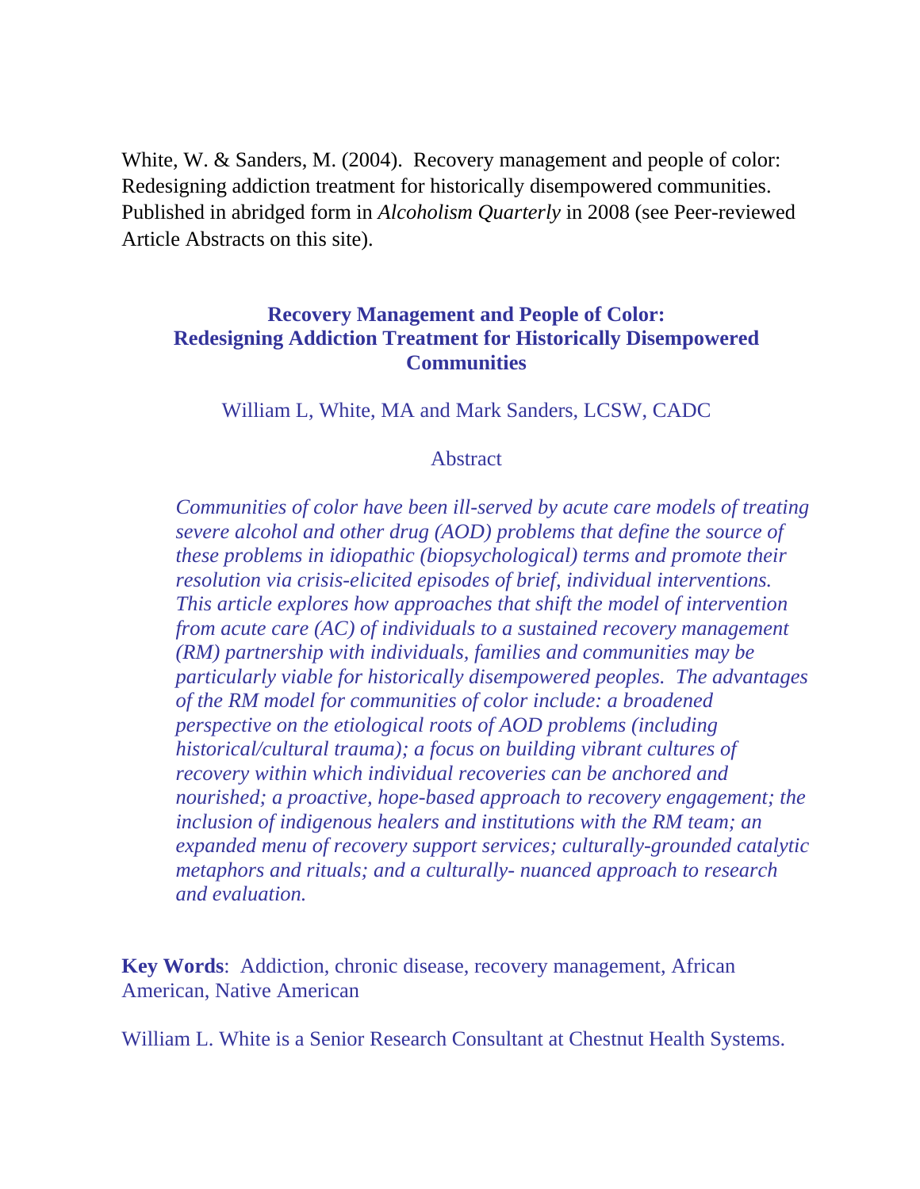White, W. & Sanders, M. (2004). Recovery management and people of color: Redesigning addiction treatment for historically disempowered communities. Published in abridged form in *Alcoholism Quarterly* in 2008 (see Peer-reviewed Article Abstracts on this site).

# Recovery Management and People of Color: Redesigning Addiction Treatment for Historically Disempowered Communities

William L, White, MA and Mark Sanders, LCSW, CADC

## Abstract

*Communities of color have been ill-served by acute care models of treating severe alcohol and other drug (AOD) problems that define the source of these problems in idiopathic (biopsychological) terms and promote their resolution via crisis-elicited episodes of brief, individual interventions. This article explores how approaches that shift the model of intervention from acute care (AC) of individuals to a sustained recovery management (RM) partnership with individuals, families and communities may be particularly viable for historically disempowered peoples. The advantages of the RM model for communities of color include: a broadened perspective on the etiological roots of AOD problems (including historical/cultural trauma); a focus on building vibrant cultures of recovery within which individual recoveries can be anchored and nourished; a proactive, hope-based approach to recovery engagement; the inclusion of indigenous healers and institutions with the RM team; an expanded menu of recovery support services; culturally-grounded catalytic metaphors and rituals; and a culturally- nuanced approach to research and evaluation.*

**Key Words**: Addiction, chronic disease, recovery management, African American, Native American

William L. White is a Senior Research Consultant at Chestnut Health Systems.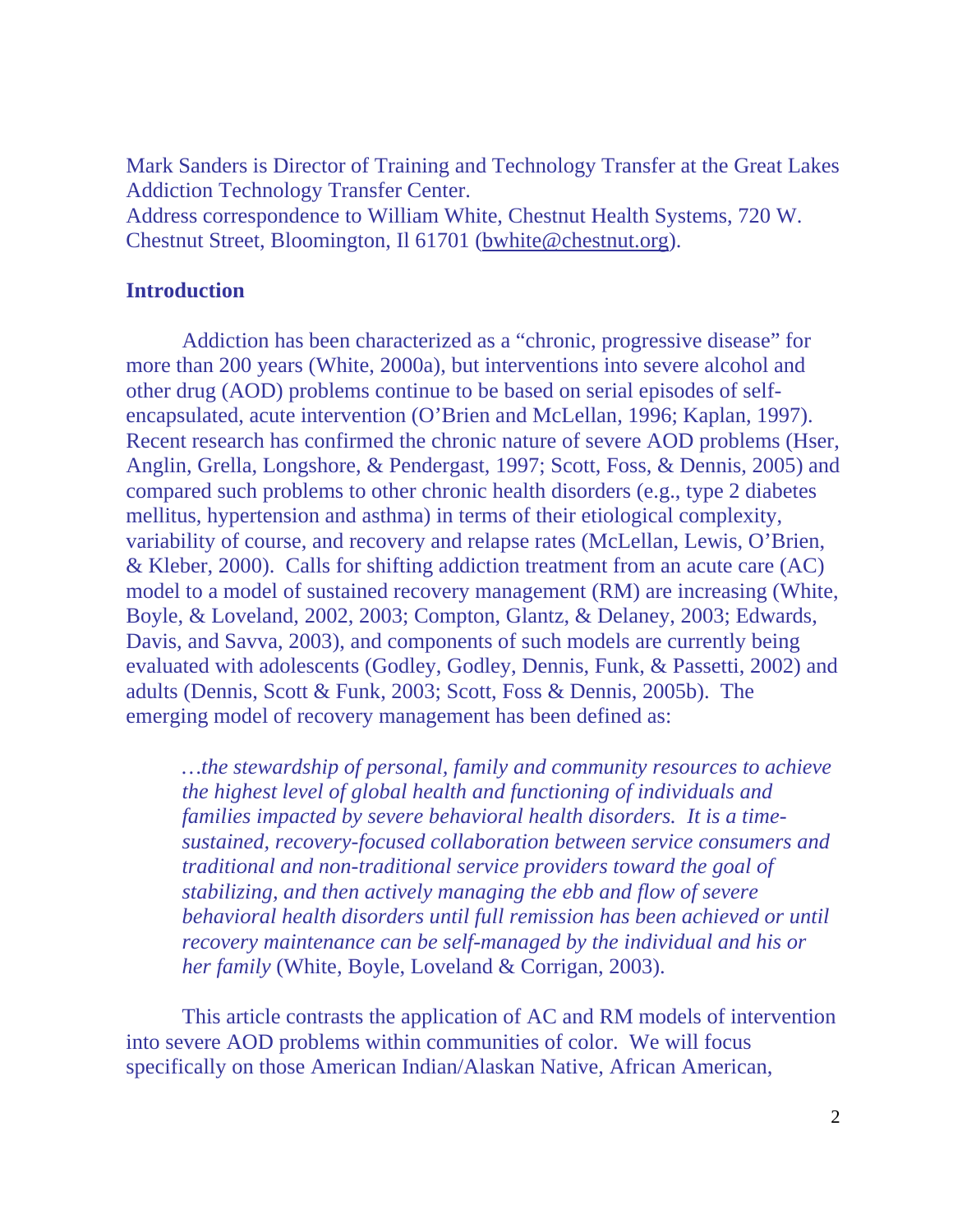Mark Sanders is Director of Training and Technology Transfer at the Great Lakes Addiction Technology Transfer Center.
Address correspondence to William White, Chestnut Health Systems, 720 W. Chestnut Street, Bloomington, Il 61701 (bwhite@chestnut.org).

## Introduction

Addiction has been characterized as a "chronic, progressive disease" for more than 200 years (White, 2000a), but interventions into severe alcohol and other drug (AOD) problems continue to be based on serial episodes of self-encapsulated, acute intervention (O'Brien and McLellan, 1996; Kaplan, 1997). Recent research has confirmed the chronic nature of severe AOD problems (Hser, Anglin, Grella, Longshore, & Pendergast, 1997; Scott, Foss, & Dennis, 2005) and compared such problems to other chronic health disorders (e.g., type 2 diabetes mellitus, hypertension and asthma) in terms of their etiological complexity, variability of course, and recovery and relapse rates (McLellan, Lewis, O'Brien, & Kleber, 2000). Calls for shifting addiction treatment from an acute care (AC) model to a model of sustained recovery management (RM) are increasing (White, Boyle, & Loveland, 2002, 2003; Compton, Glantz, & Delaney, 2003; Edwards, Davis, and Savva, 2003), and components of such models are currently being evaluated with adolescents (Godley, Godley, Dennis, Funk, & Passetti, 2002) and adults (Dennis, Scott & Funk, 2003; Scott, Foss & Dennis, 2005b). The emerging model of recovery management has been defined as:

> *…the stewardship of personal, family and community resources to achieve the highest level of global health and functioning of individuals and families impacted by severe behavioral health disorders. It is a time-sustained, recovery-focused collaboration between service consumers and traditional and non-traditional service providers toward the goal of stabilizing, and then actively managing the ebb and flow of severe behavioral health disorders until full remission has been achieved or until recovery maintenance can be self-managed by the individual and his or her family* (White, Boyle, Loveland & Corrigan, 2003).

This article contrasts the application of AC and RM models of intervention into severe AOD problems within communities of color. We will focus specifically on those American Indian/Alaskan Native, African American,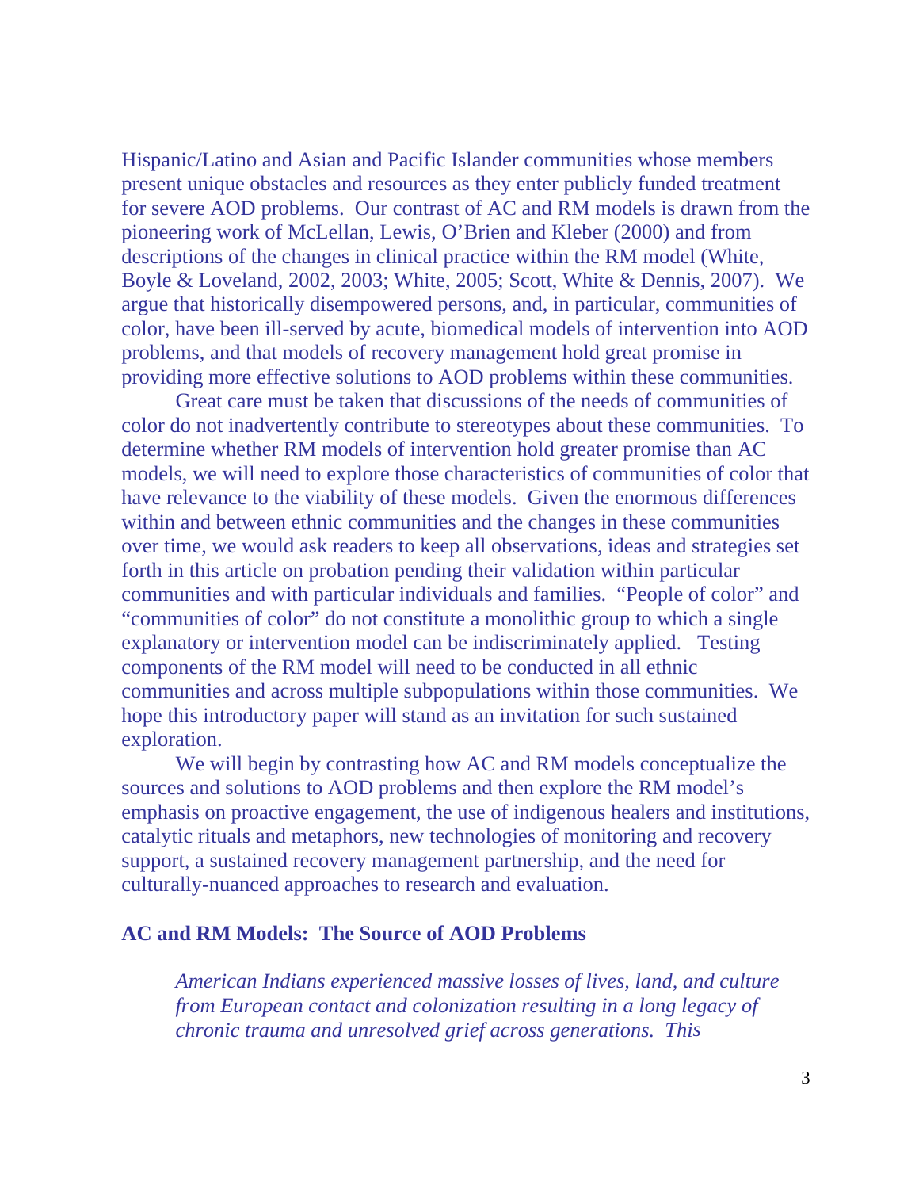Hispanic/Latino and Asian and Pacific Islander communities whose members present unique obstacles and resources as they enter publicly funded treatment for severe AOD problems. Our contrast of AC and RM models is drawn from the pioneering work of McLellan, Lewis, O'Brien and Kleber (2000) and from descriptions of the changes in clinical practice within the RM model (White, Boyle & Loveland, 2002, 2003; White, 2005; Scott, White & Dennis, 2007). We argue that historically disempowered persons, and, in particular, communities of color, have been ill-served by acute, biomedical models of intervention into AOD problems, and that models of recovery management hold great promise in providing more effective solutions to AOD problems within these communities.

Great care must be taken that discussions of the needs of communities of color do not inadvertently contribute to stereotypes about these communities. To determine whether RM models of intervention hold greater promise than AC models, we will need to explore those characteristics of communities of color that have relevance to the viability of these models. Given the enormous differences within and between ethnic communities and the changes in these communities over time, we would ask readers to keep all observations, ideas and strategies set forth in this article on probation pending their validation within particular communities and with particular individuals and families. "People of color" and "communities of color" do not constitute a monolithic group to which a single explanatory or intervention model can be indiscriminately applied. Testing components of the RM model will need to be conducted in all ethnic communities and across multiple subpopulations within those communities. We hope this introductory paper will stand as an invitation for such sustained exploration.

We will begin by contrasting how AC and RM models conceptualize the sources and solutions to AOD problems and then explore the RM model's emphasis on proactive engagement, the use of indigenous healers and institutions, catalytic rituals and metaphors, new technologies of monitoring and recovery support, a sustained recovery management partnership, and the need for culturally-nuanced approaches to research and evaluation.

## AC and RM Models: The Source of AOD Problems

> *American Indians experienced massive losses of lives, land, and culture from European contact and colonization resulting in a long legacy of chronic trauma and unresolved grief across generations. This*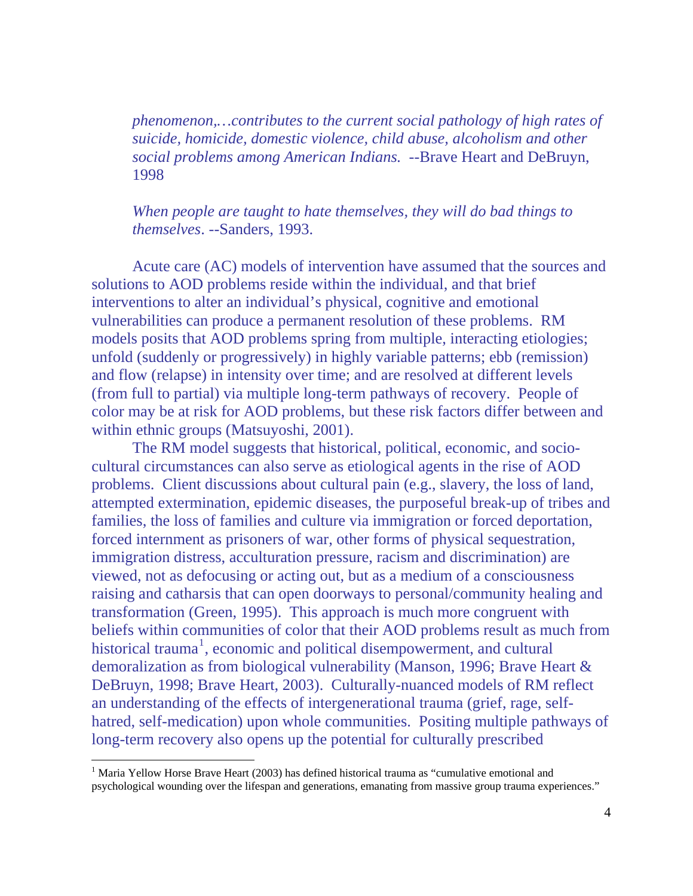*phenomenon,…contributes to the current social pathology of high rates of suicide, homicide, domestic violence, child abuse, alcoholism and other social problems among American Indians.* --Brave Heart and DeBruyn, 1998

*When people are taught to hate themselves, they will do bad things to themselves*. --Sanders, 1993.

Acute care (AC) models of intervention have assumed that the sources and solutions to AOD problems reside within the individual, and that brief interventions to alter an individual's physical, cognitive and emotional vulnerabilities can produce a permanent resolution of these problems. RM models posits that AOD problems spring from multiple, interacting etiologies; unfold (suddenly or progressively) in highly variable patterns; ebb (remission) and flow (relapse) in intensity over time; and are resolved at different levels (from full to partial) via multiple long-term pathways of recovery. People of color may be at risk for AOD problems, but these risk factors differ between and within ethnic groups (Matsuyoshi, 2001).

The RM model suggests that historical, political, economic, and socio-cultural circumstances can also serve as etiological agents in the rise of AOD problems. Client discussions about cultural pain (e.g., slavery, the loss of land, attempted extermination, epidemic diseases, the purposeful break-up of tribes and families, the loss of families and culture via immigration or forced deportation, forced internment as prisoners of war, other forms of physical sequestration, immigration distress, acculturation pressure, racism and discrimination) are viewed, not as defocusing or acting out, but as a medium of a consciousness raising and catharsis that can open doorways to personal/community healing and transformation (Green, 1995). This approach is much more congruent with beliefs within communities of color that their AOD problems result as much from historical trauma[1], economic and political disempowerment, and cultural demoralization as from biological vulnerability (Manson, 1996; Brave Heart & DeBruyn, 1998; Brave Heart, 2003). Culturally-nuanced models of RM reflect an understanding of the effects of intergenerational trauma (grief, rage, self-hatred, self-medication) upon whole communities. Positing multiple pathways of long-term recovery also opens up the potential for culturally prescribed

[1] Maria Yellow Horse Brave Heart (2003) has defined historical trauma as "cumulative emotional and psychological wounding over the lifespan and generations, emanating from massive group trauma experiences."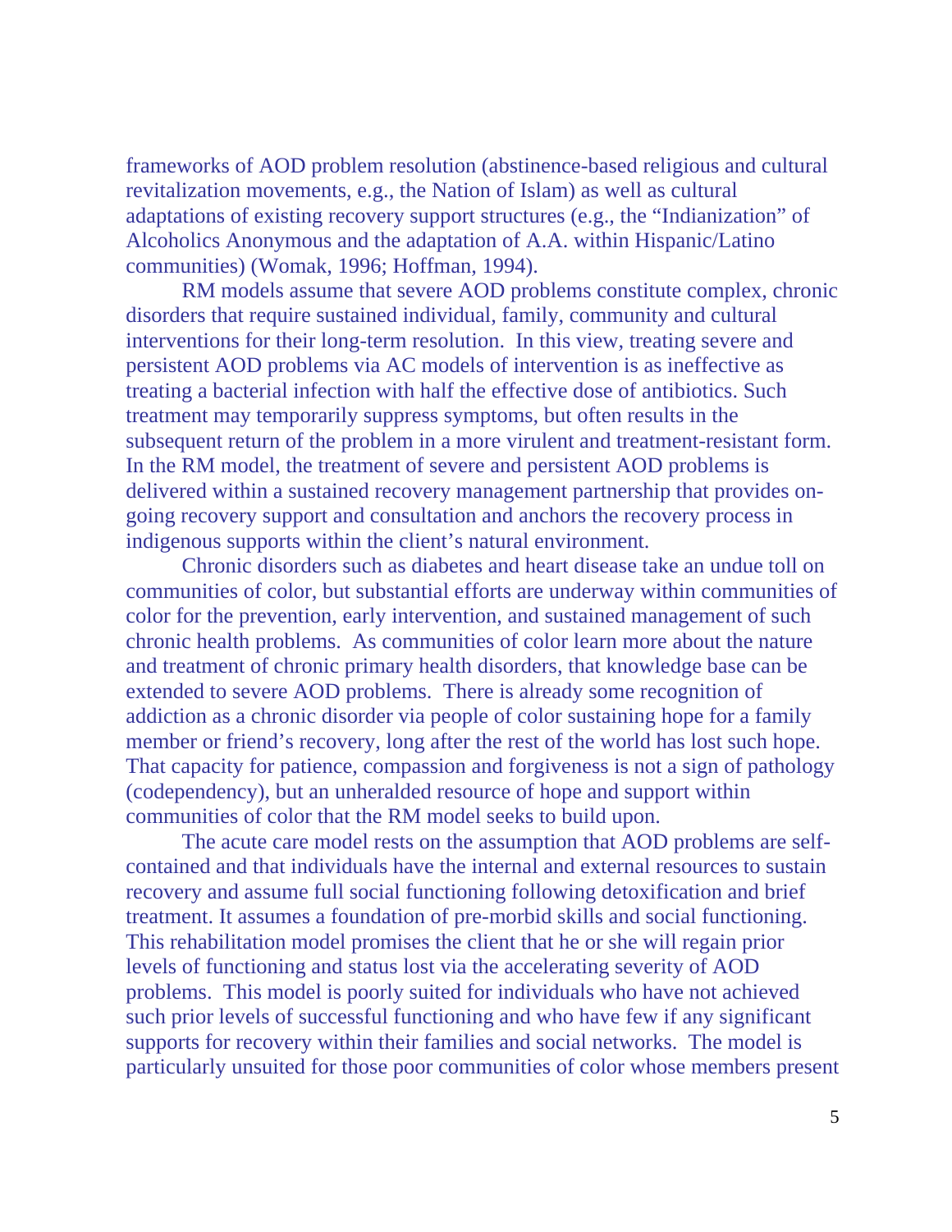frameworks of AOD problem resolution (abstinence-based religious and cultural revitalization movements, e.g., the Nation of Islam) as well as cultural adaptations of existing recovery support structures (e.g., the "Indianization" of Alcoholics Anonymous and the adaptation of A.A. within Hispanic/Latino communities) (Womak, 1996; Hoffman, 1994).

RM models assume that severe AOD problems constitute complex, chronic disorders that require sustained individual, family, community and cultural interventions for their long-term resolution. In this view, treating severe and persistent AOD problems via AC models of intervention is as ineffective as treating a bacterial infection with half the effective dose of antibiotics. Such treatment may temporarily suppress symptoms, but often results in the subsequent return of the problem in a more virulent and treatment-resistant form. In the RM model, the treatment of severe and persistent AOD problems is delivered within a sustained recovery management partnership that provides on-going recovery support and consultation and anchors the recovery process in indigenous supports within the client's natural environment.

Chronic disorders such as diabetes and heart disease take an undue toll on communities of color, but substantial efforts are underway within communities of color for the prevention, early intervention, and sustained management of such chronic health problems. As communities of color learn more about the nature and treatment of chronic primary health disorders, that knowledge base can be extended to severe AOD problems. There is already some recognition of addiction as a chronic disorder via people of color sustaining hope for a family member or friend's recovery, long after the rest of the world has lost such hope. That capacity for patience, compassion and forgiveness is not a sign of pathology (codependency), but an unheralded resource of hope and support within communities of color that the RM model seeks to build upon.

The acute care model rests on the assumption that AOD problems are self-contained and that individuals have the internal and external resources to sustain recovery and assume full social functioning following detoxification and brief treatment. It assumes a foundation of pre-morbid skills and social functioning. This rehabilitation model promises the client that he or she will regain prior levels of functioning and status lost via the accelerating severity of AOD problems. This model is poorly suited for individuals who have not achieved such prior levels of successful functioning and who have few if any significant supports for recovery within their families and social networks. The model is particularly unsuited for those poor communities of color whose members present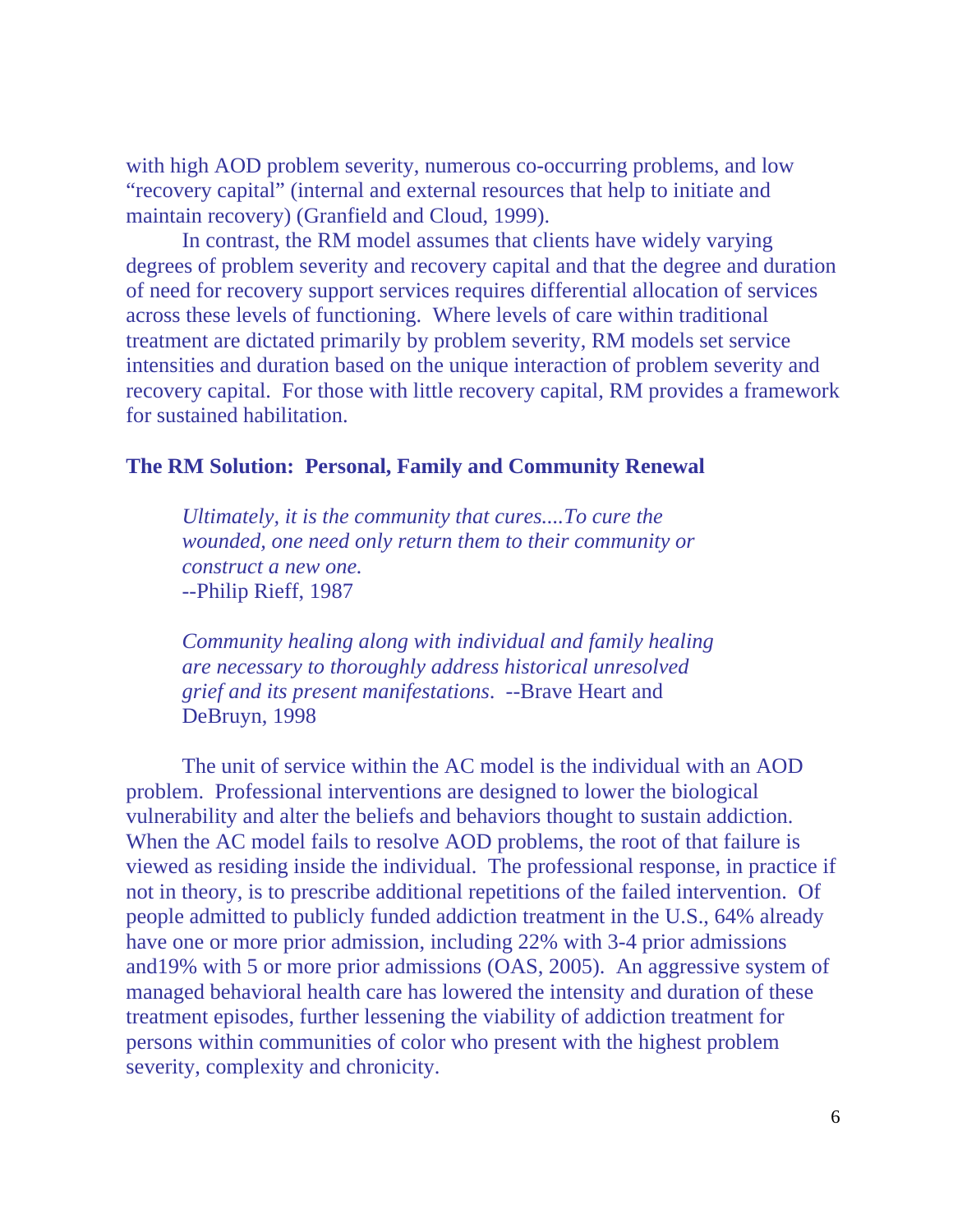with high AOD problem severity, numerous co-occurring problems, and low "recovery capital" (internal and external resources that help to initiate and maintain recovery) (Granfield and Cloud, 1999).

In contrast, the RM model assumes that clients have widely varying degrees of problem severity and recovery capital and that the degree and duration of need for recovery support services requires differential allocation of services across these levels of functioning. Where levels of care within traditional treatment are dictated primarily by problem severity, RM models set service intensities and duration based on the unique interaction of problem severity and recovery capital. For those with little recovery capital, RM provides a framework for sustained habilitation.

**The RM Solution: Personal, Family and Community Renewal**

> *Ultimately, it is the community that cures....To cure the wounded, one need only return them to their community or construct a new one.*
> --Philip Rieff, 1987

> *Community healing along with individual and family healing are necessary to thoroughly address historical unresolved grief and its present manifestations.* --Brave Heart and DeBruyn, 1998

The unit of service within the AC model is the individual with an AOD problem. Professional interventions are designed to lower the biological vulnerability and alter the beliefs and behaviors thought to sustain addiction. When the AC model fails to resolve AOD problems, the root of that failure is viewed as residing inside the individual. The professional response, in practice if not in theory, is to prescribe additional repetitions of the failed intervention. Of people admitted to publicly funded addiction treatment in the U.S., 64% already have one or more prior admission, including 22% with 3-4 prior admissions and19% with 5 or more prior admissions (OAS, 2005). An aggressive system of managed behavioral health care has lowered the intensity and duration of these treatment episodes, further lessening the viability of addiction treatment for persons within communities of color who present with the highest problem severity, complexity and chronicity.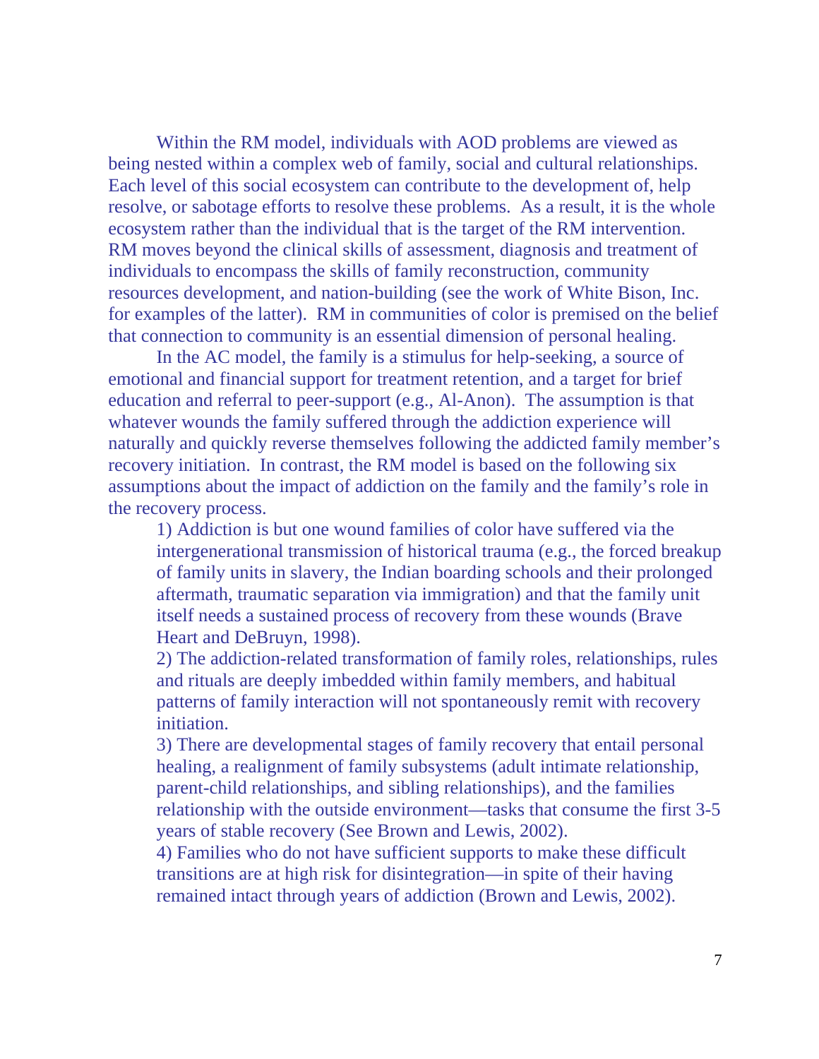Within the RM model, individuals with AOD problems are viewed as being nested within a complex web of family, social and cultural relationships. Each level of this social ecosystem can contribute to the development of, help resolve, or sabotage efforts to resolve these problems. As a result, it is the whole ecosystem rather than the individual that is the target of the RM intervention. RM moves beyond the clinical skills of assessment, diagnosis and treatment of individuals to encompass the skills of family reconstruction, community resources development, and nation-building (see the work of White Bison, Inc. for examples of the latter). RM in communities of color is premised on the belief that connection to community is an essential dimension of personal healing.

In the AC model, the family is a stimulus for help-seeking, a source of emotional and financial support for treatment retention, and a target for brief education and referral to peer-support (e.g., Al-Anon). The assumption is that whatever wounds the family suffered through the addiction experience will naturally and quickly reverse themselves following the addicted family member's recovery initiation. In contrast, the RM model is based on the following six assumptions about the impact of addiction on the family and the family's role in the recovery process.

1) Addiction is but one wound families of color have suffered via the intergenerational transmission of historical trauma (e.g., the forced breakup of family units in slavery, the Indian boarding schools and their prolonged aftermath, traumatic separation via immigration) and that the family unit itself needs a sustained process of recovery from these wounds (Brave Heart and DeBruyn, 1998).

2) The addiction-related transformation of family roles, relationships, rules and rituals are deeply imbedded within family members, and habitual patterns of family interaction will not spontaneously remit with recovery initiation.

3) There are developmental stages of family recovery that entail personal healing, a realignment of family subsystems (adult intimate relationship, parent-child relationships, and sibling relationships), and the families relationship with the outside environment—tasks that consume the first 3-5 years of stable recovery (See Brown and Lewis, 2002).

4) Families who do not have sufficient supports to make these difficult transitions are at high risk for disintegration—in spite of their having remained intact through years of addiction (Brown and Lewis, 2002).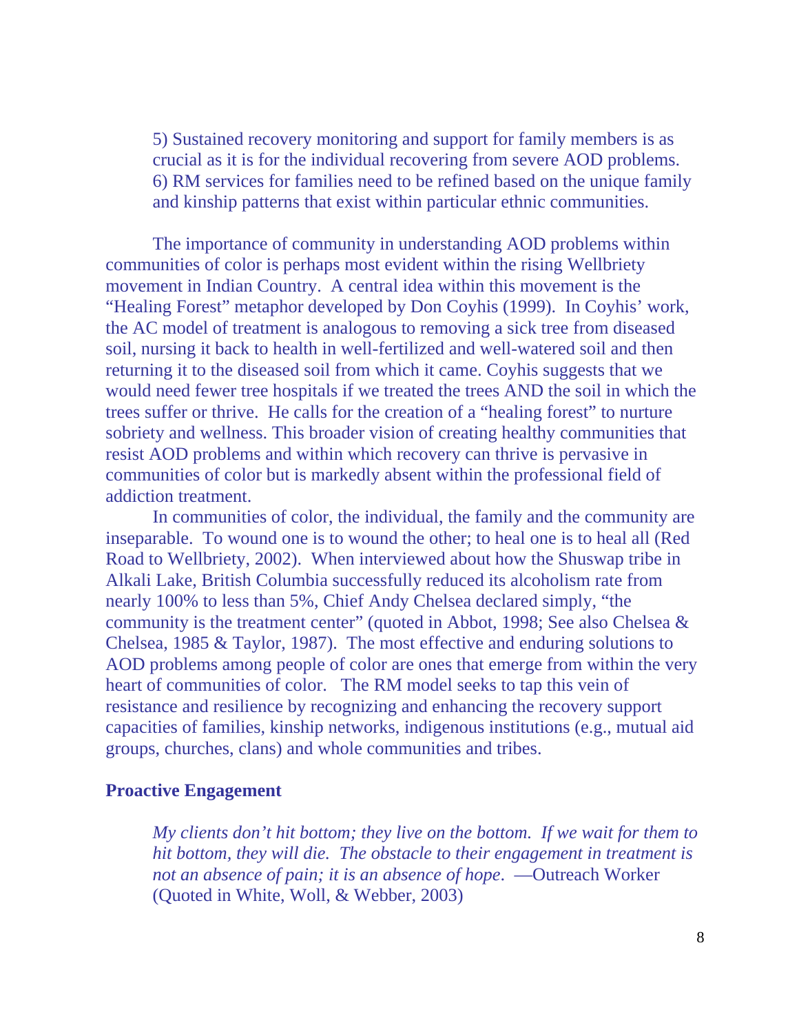5) Sustained recovery monitoring and support for family members is as crucial as it is for the individual recovering from severe AOD problems.
6) RM services for families need to be refined based on the unique family and kinship patterns that exist within particular ethnic communities.

The importance of community in understanding AOD problems within communities of color is perhaps most evident within the rising Wellbriety movement in Indian Country. A central idea within this movement is the "Healing Forest" metaphor developed by Don Coyhis (1999). In Coyhis' work, the AC model of treatment is analogous to removing a sick tree from diseased soil, nursing it back to health in well-fertilized and well-watered soil and then returning it to the diseased soil from which it came. Coyhis suggests that we would need fewer tree hospitals if we treated the trees AND the soil in which the trees suffer or thrive. He calls for the creation of a "healing forest" to nurture sobriety and wellness. This broader vision of creating healthy communities that resist AOD problems and within which recovery can thrive is pervasive in communities of color but is markedly absent within the professional field of addiction treatment.

In communities of color, the individual, the family and the community are inseparable. To wound one is to wound the other; to heal one is to heal all (Red Road to Wellbriety, 2002). When interviewed about how the Shuswap tribe in Alkali Lake, British Columbia successfully reduced its alcoholism rate from nearly 100% to less than 5%, Chief Andy Chelsea declared simply, "the community is the treatment center" (quoted in Abbot, 1998; See also Chelsea & Chelsea, 1985 & Taylor, 1987). The most effective and enduring solutions to AOD problems among people of color are ones that emerge from within the very heart of communities of color. The RM model seeks to tap this vein of resistance and resilience by recognizing and enhancing the recovery support capacities of families, kinship networks, indigenous institutions (e.g., mutual aid groups, churches, clans) and whole communities and tribes.

**Proactive Engagement**

*My clients don't hit bottom; they live on the bottom. If we wait for them to hit bottom, they will die. The obstacle to their engagement in treatment is not an absence of pain; it is an absence of hope.* —Outreach Worker (Quoted in White, Woll, & Webber, 2003)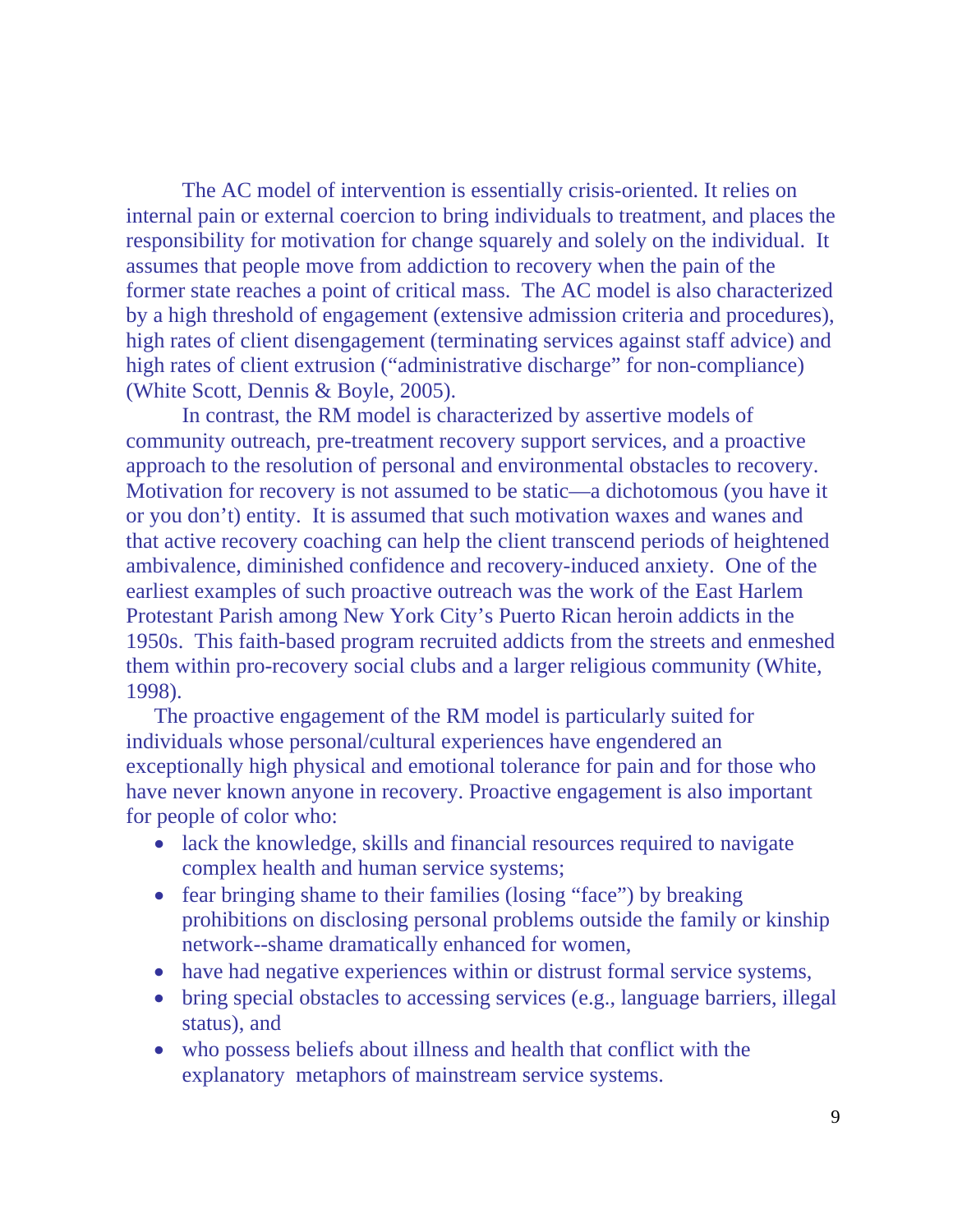The AC model of intervention is essentially crisis-oriented. It relies on internal pain or external coercion to bring individuals to treatment, and places the responsibility for motivation for change squarely and solely on the individual. It assumes that people move from addiction to recovery when the pain of the former state reaches a point of critical mass. The AC model is also characterized by a high threshold of engagement (extensive admission criteria and procedures), high rates of client disengagement (terminating services against staff advice) and high rates of client extrusion ("administrative discharge" for non-compliance) (White Scott, Dennis & Boyle, 2005).

In contrast, the RM model is characterized by assertive models of community outreach, pre-treatment recovery support services, and a proactive approach to the resolution of personal and environmental obstacles to recovery. Motivation for recovery is not assumed to be static—a dichotomous (you have it or you don't) entity. It is assumed that such motivation waxes and wanes and that active recovery coaching can help the client transcend periods of heightened ambivalence, diminished confidence and recovery-induced anxiety. One of the earliest examples of such proactive outreach was the work of the East Harlem Protestant Parish among New York City's Puerto Rican heroin addicts in the 1950s. This faith-based program recruited addicts from the streets and enmeshed them within pro-recovery social clubs and a larger religious community (White, 1998).

The proactive engagement of the RM model is particularly suited for individuals whose personal/cultural experiences have engendered an exceptionally high physical and emotional tolerance for pain and for those who have never known anyone in recovery. Proactive engagement is also important for people of color who:

- lack the knowledge, skills and financial resources required to navigate complex health and human service systems;
- fear bringing shame to their families (losing "face") by breaking prohibitions on disclosing personal problems outside the family or kinship network--shame dramatically enhanced for women,
- have had negative experiences within or distrust formal service systems,
- bring special obstacles to accessing services (e.g., language barriers, illegal status), and
- who possess beliefs about illness and health that conflict with the explanatory metaphors of mainstream service systems.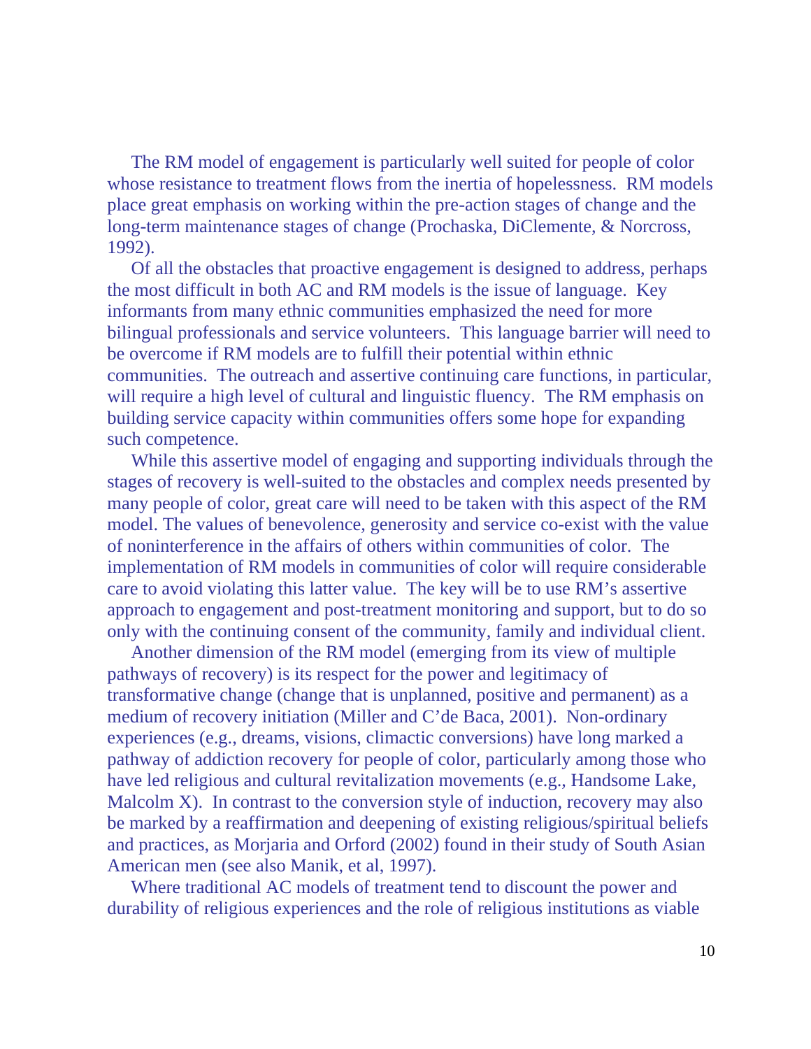The RM model of engagement is particularly well suited for people of color whose resistance to treatment flows from the inertia of hopelessness. RM models place great emphasis on working within the pre-action stages of change and the long-term maintenance stages of change (Prochaska, DiClemente, & Norcross, 1992).

Of all the obstacles that proactive engagement is designed to address, perhaps the most difficult in both AC and RM models is the issue of language. Key informants from many ethnic communities emphasized the need for more bilingual professionals and service volunteers. This language barrier will need to be overcome if RM models are to fulfill their potential within ethnic communities. The outreach and assertive continuing care functions, in particular, will require a high level of cultural and linguistic fluency. The RM emphasis on building service capacity within communities offers some hope for expanding such competence.

While this assertive model of engaging and supporting individuals through the stages of recovery is well-suited to the obstacles and complex needs presented by many people of color, great care will need to be taken with this aspect of the RM model. The values of benevolence, generosity and service co-exist with the value of noninterference in the affairs of others within communities of color. The implementation of RM models in communities of color will require considerable care to avoid violating this latter value. The key will be to use RM's assertive approach to engagement and post-treatment monitoring and support, but to do so only with the continuing consent of the community, family and individual client.

Another dimension of the RM model (emerging from its view of multiple pathways of recovery) is its respect for the power and legitimacy of transformative change (change that is unplanned, positive and permanent) as a medium of recovery initiation (Miller and C'de Baca, 2001). Non-ordinary experiences (e.g., dreams, visions, climactic conversions) have long marked a pathway of addiction recovery for people of color, particularly among those who have led religious and cultural revitalization movements (e.g., Handsome Lake, Malcolm X). In contrast to the conversion style of induction, recovery may also be marked by a reaffirmation and deepening of existing religious/spiritual beliefs and practices, as Morjaria and Orford (2002) found in their study of South Asian American men (see also Manik, et al, 1997).

Where traditional AC models of treatment tend to discount the power and durability of religious experiences and the role of religious institutions as viable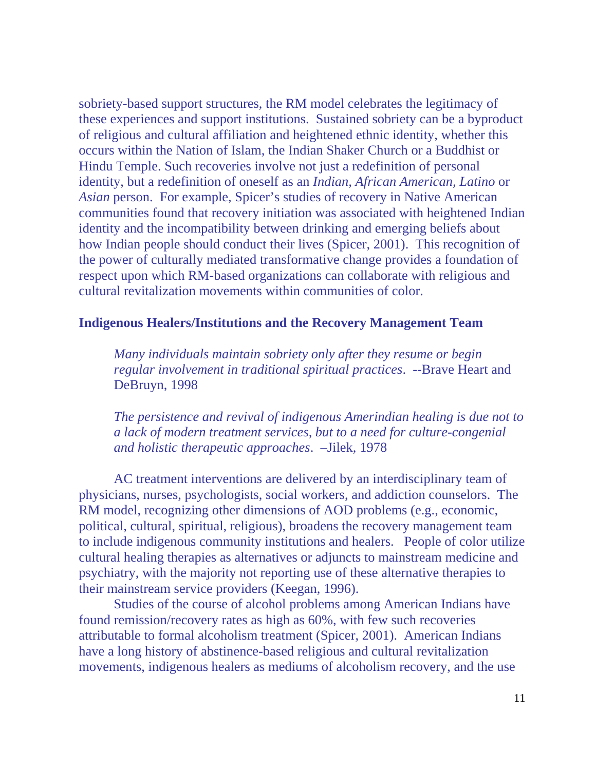sobriety-based support structures, the RM model celebrates the legitimacy of these experiences and support institutions. Sustained sobriety can be a byproduct of religious and cultural affiliation and heightened ethnic identity, whether this occurs within the Nation of Islam, the Indian Shaker Church or a Buddhist or Hindu Temple. Such recoveries involve not just a redefinition of personal identity, but a redefinition of oneself as an *Indian, African American, Latino* or *Asian* person. For example, Spicer's studies of recovery in Native American communities found that recovery initiation was associated with heightened Indian identity and the incompatibility between drinking and emerging beliefs about how Indian people should conduct their lives (Spicer, 2001). This recognition of the power of culturally mediated transformative change provides a foundation of respect upon which RM-based organizations can collaborate with religious and cultural revitalization movements within communities of color.

## Indigenous Healers/Institutions and the Recovery Management Team

> *Many individuals maintain sobriety only after they resume or begin regular involvement in traditional spiritual practices*. --Brave Heart and DeBruyn, 1998

> *The persistence and revival of indigenous Amerindian healing is due not to a lack of modern treatment services, but to a need for culture-congenial and holistic therapeutic approaches*. –Jilek, 1978

AC treatment interventions are delivered by an interdisciplinary team of physicians, nurses, psychologists, social workers, and addiction counselors. The RM model, recognizing other dimensions of AOD problems (e.g., economic, political, cultural, spiritual, religious), broadens the recovery management team to include indigenous community institutions and healers. People of color utilize cultural healing therapies as alternatives or adjuncts to mainstream medicine and psychiatry, with the majority not reporting use of these alternative therapies to their mainstream service providers (Keegan, 1996).

Studies of the course of alcohol problems among American Indians have found remission/recovery rates as high as 60%, with few such recoveries attributable to formal alcoholism treatment (Spicer, 2001). American Indians have a long history of abstinence-based religious and cultural revitalization movements, indigenous healers as mediums of alcoholism recovery, and the use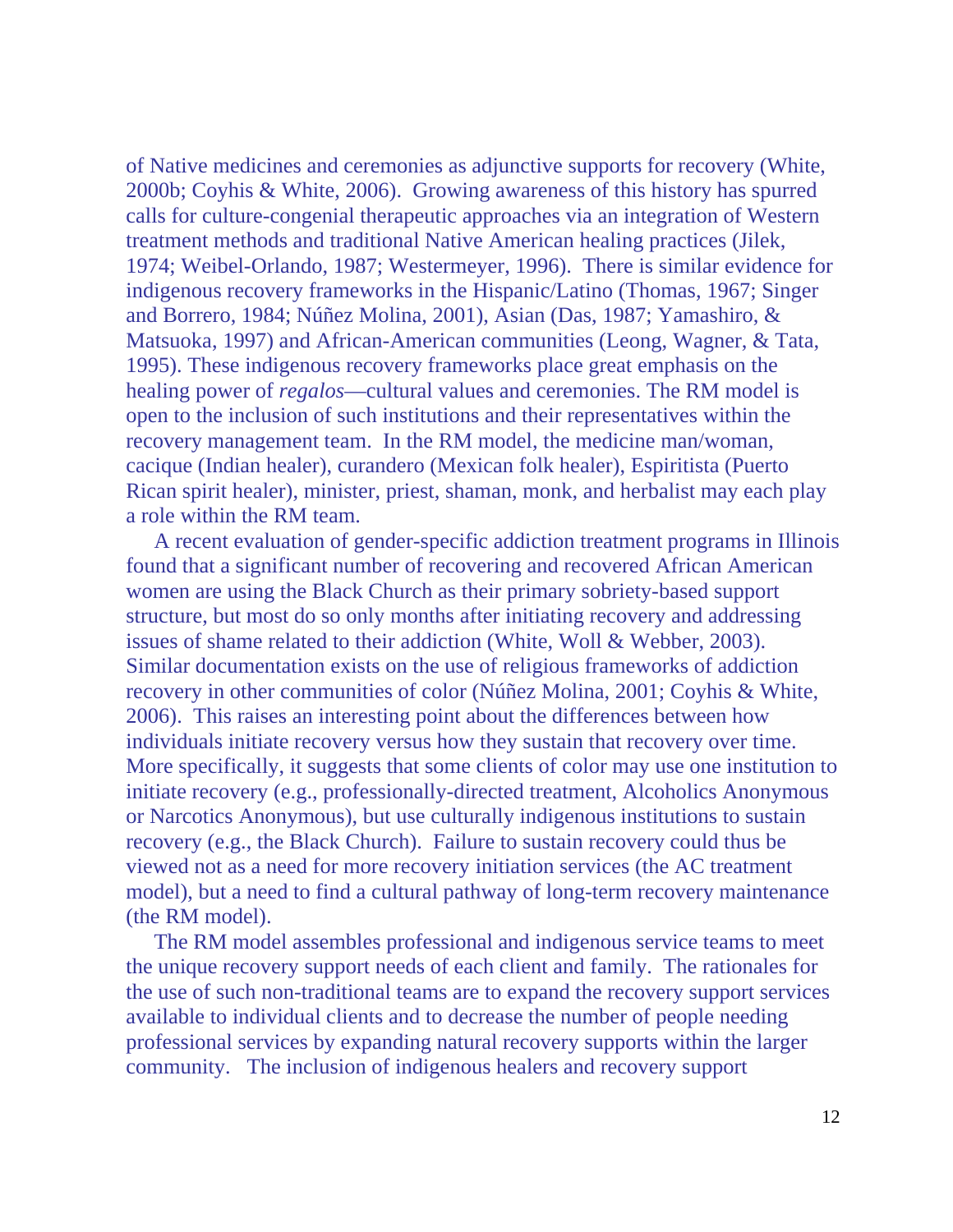of Native medicines and ceremonies as adjunctive supports for recovery (White, 2000b; Coyhis & White, 2006). Growing awareness of this history has spurred calls for culture-congenial therapeutic approaches via an integration of Western treatment methods and traditional Native American healing practices (Jilek, 1974; Weibel-Orlando, 1987; Westermeyer, 1996). There is similar evidence for indigenous recovery frameworks in the Hispanic/Latino (Thomas, 1967; Singer and Borrero, 1984; Núñez Molina, 2001), Asian (Das, 1987; Yamashiro, & Matsuoka, 1997) and African-American communities (Leong, Wagner, & Tata, 1995). These indigenous recovery frameworks place great emphasis on the healing power of *regalos*—cultural values and ceremonies. The RM model is open to the inclusion of such institutions and their representatives within the recovery management team. In the RM model, the medicine man/woman, cacique (Indian healer), curandero (Mexican folk healer), Espiritista (Puerto Rican spirit healer), minister, priest, shaman, monk, and herbalist may each play a role within the RM team.

A recent evaluation of gender-specific addiction treatment programs in Illinois found that a significant number of recovering and recovered African American women are using the Black Church as their primary sobriety-based support structure, but most do so only months after initiating recovery and addressing issues of shame related to their addiction (White, Woll & Webber, 2003). Similar documentation exists on the use of religious frameworks of addiction recovery in other communities of color (Núñez Molina, 2001; Coyhis & White, 2006). This raises an interesting point about the differences between how individuals initiate recovery versus how they sustain that recovery over time. More specifically, it suggests that some clients of color may use one institution to initiate recovery (e.g., professionally-directed treatment, Alcoholics Anonymous or Narcotics Anonymous), but use culturally indigenous institutions to sustain recovery (e.g., the Black Church). Failure to sustain recovery could thus be viewed not as a need for more recovery initiation services (the AC treatment model), but a need to find a cultural pathway of long-term recovery maintenance (the RM model).

The RM model assembles professional and indigenous service teams to meet the unique recovery support needs of each client and family. The rationales for the use of such non-traditional teams are to expand the recovery support services available to individual clients and to decrease the number of people needing professional services by expanding natural recovery supports within the larger community. The inclusion of indigenous healers and recovery support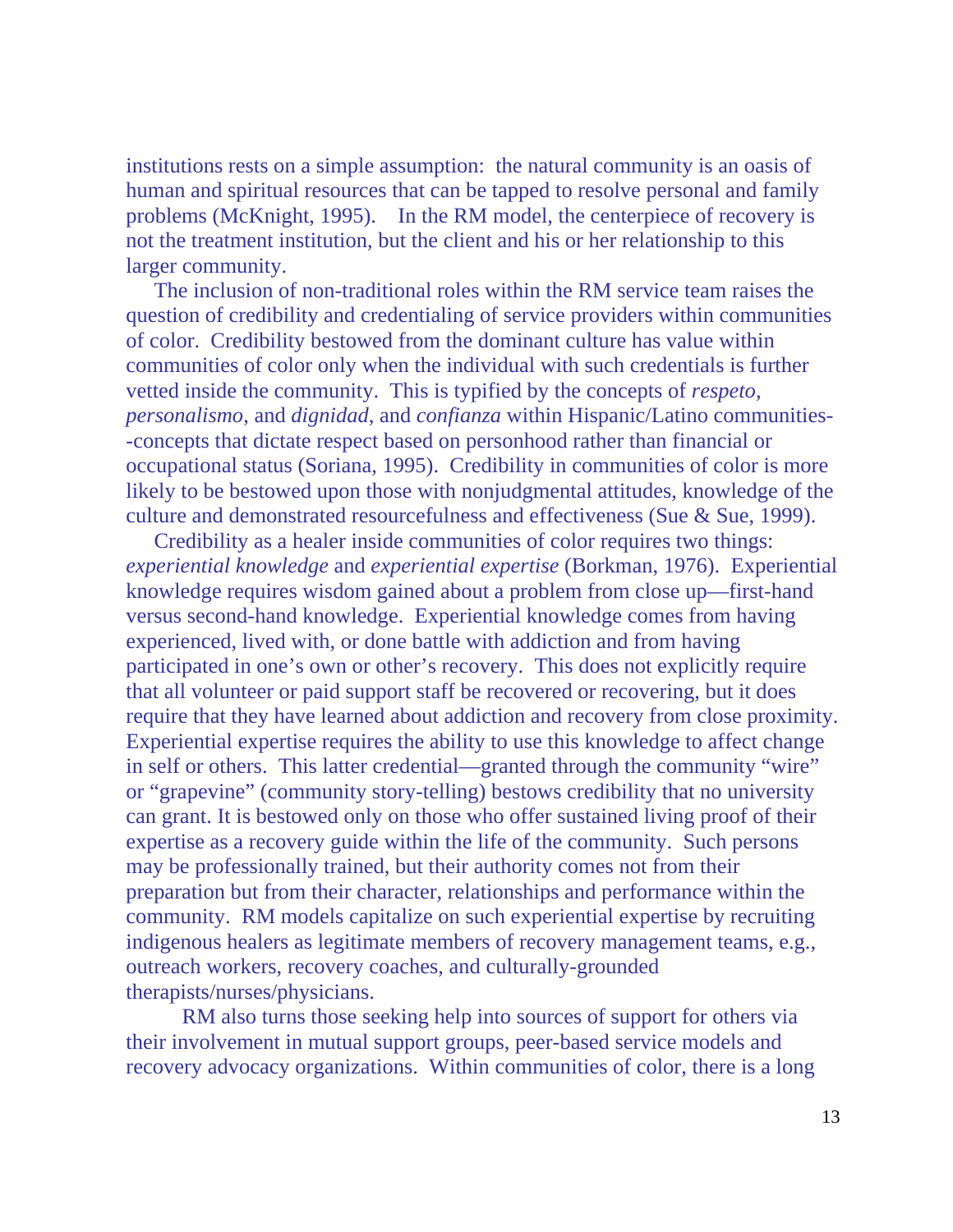institutions rests on a simple assumption: the natural community is an oasis of human and spiritual resources that can be tapped to resolve personal and family problems (McKnight, 1995). In the RM model, the centerpiece of recovery is not the treatment institution, but the client and his or her relationship to this larger community.

The inclusion of non-traditional roles within the RM service team raises the question of credibility and credentialing of service providers within communities of color. Credibility bestowed from the dominant culture has value within communities of color only when the individual with such credentials is further vetted inside the community. This is typified by the concepts of *respeto, personalismo*, and *dignidad*, and *confianza* within Hispanic/Latino communities--concepts that dictate respect based on personhood rather than financial or occupational status (Soriana, 1995). Credibility in communities of color is more likely to be bestowed upon those with nonjudgmental attitudes, knowledge of the culture and demonstrated resourcefulness and effectiveness (Sue & Sue, 1999).

Credibility as a healer inside communities of color requires two things: *experiential knowledge* and *experiential expertise* (Borkman, 1976). Experiential knowledge requires wisdom gained about a problem from close up—first-hand versus second-hand knowledge. Experiential knowledge comes from having experienced, lived with, or done battle with addiction and from having participated in one's own or other's recovery. This does not explicitly require that all volunteer or paid support staff be recovered or recovering, but it does require that they have learned about addiction and recovery from close proximity. Experiential expertise requires the ability to use this knowledge to affect change in self or others. This latter credential—granted through the community "wire" or "grapevine" (community story-telling) bestows credibility that no university can grant. It is bestowed only on those who offer sustained living proof of their expertise as a recovery guide within the life of the community. Such persons may be professionally trained, but their authority comes not from their preparation but from their character, relationships and performance within the community. RM models capitalize on such experiential expertise by recruiting indigenous healers as legitimate members of recovery management teams, e.g., outreach workers, recovery coaches, and culturally-grounded therapists/nurses/physicians.

RM also turns those seeking help into sources of support for others via their involvement in mutual support groups, peer-based service models and recovery advocacy organizations. Within communities of color, there is a long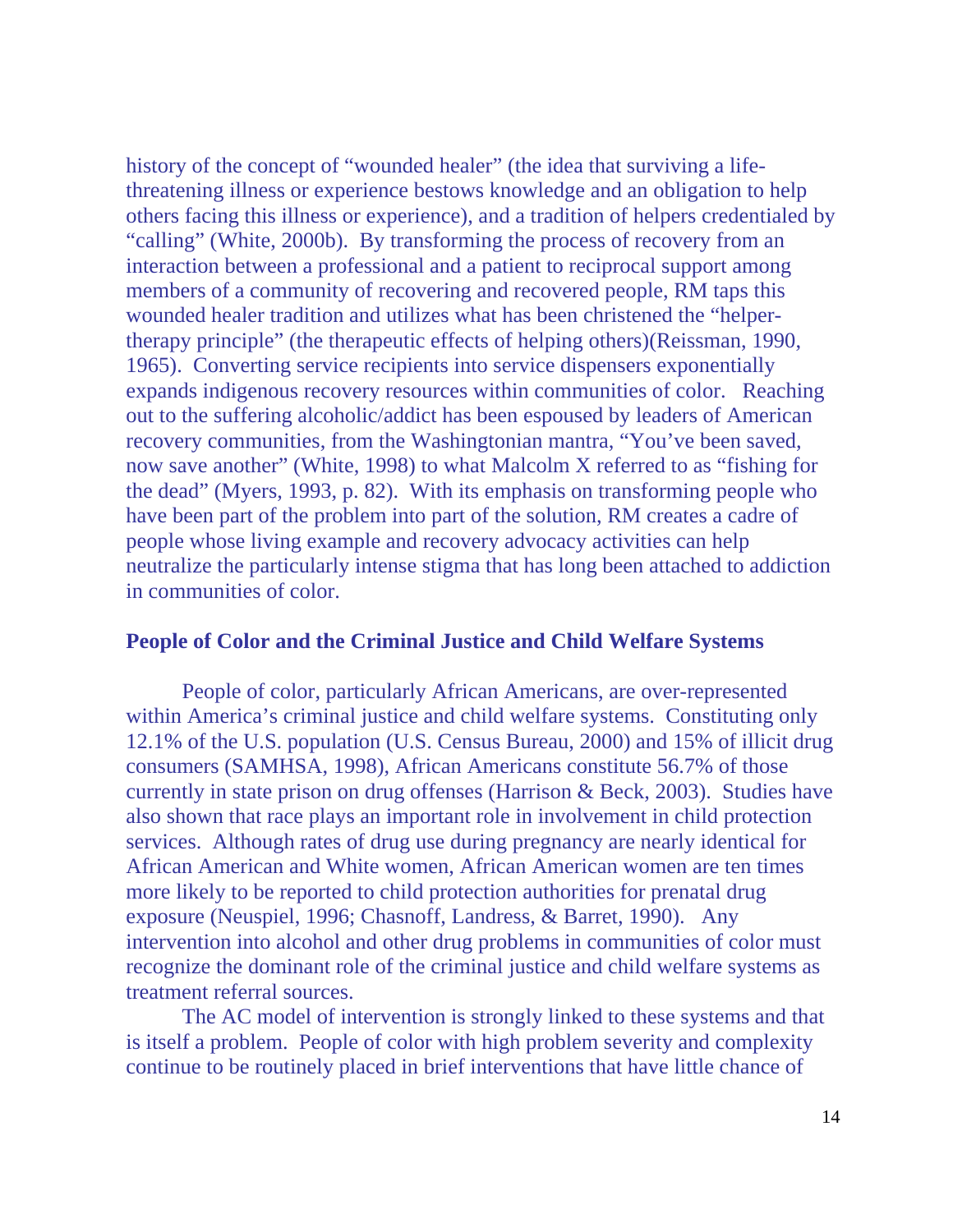history of the concept of "wounded healer" (the idea that surviving a life-threatening illness or experience bestows knowledge and an obligation to help others facing this illness or experience), and a tradition of helpers credentialed by "calling" (White, 2000b). By transforming the process of recovery from an interaction between a professional and a patient to reciprocal support among members of a community of recovering and recovered people, RM taps this wounded healer tradition and utilizes what has been christened the "helper-therapy principle" (the therapeutic effects of helping others)(Reissman, 1990, 1965). Converting service recipients into service dispensers exponentially expands indigenous recovery resources within communities of color. Reaching out to the suffering alcoholic/addict has been espoused by leaders of American recovery communities, from the Washingtonian mantra, "You've been saved, now save another" (White, 1998) to what Malcolm X referred to as "fishing for the dead" (Myers, 1993, p. 82). With its emphasis on transforming people who have been part of the problem into part of the solution, RM creates a cadre of people whose living example and recovery advocacy activities can help neutralize the particularly intense stigma that has long been attached to addiction in communities of color.

**People of Color and the Criminal Justice and Child Welfare Systems**

People of color, particularly African Americans, are over-represented within America's criminal justice and child welfare systems. Constituting only 12.1% of the U.S. population (U.S. Census Bureau, 2000) and 15% of illicit drug consumers (SAMHSA, 1998), African Americans constitute 56.7% of those currently in state prison on drug offenses (Harrison & Beck, 2003). Studies have also shown that race plays an important role in involvement in child protection services. Although rates of drug use during pregnancy are nearly identical for African American and White women, African American women are ten times more likely to be reported to child protection authorities for prenatal drug exposure (Neuspiel, 1996; Chasnoff, Landress, & Barret, 1990). Any intervention into alcohol and other drug problems in communities of color must recognize the dominant role of the criminal justice and child welfare systems as treatment referral sources.

The AC model of intervention is strongly linked to these systems and that is itself a problem. People of color with high problem severity and complexity continue to be routinely placed in brief interventions that have little chance of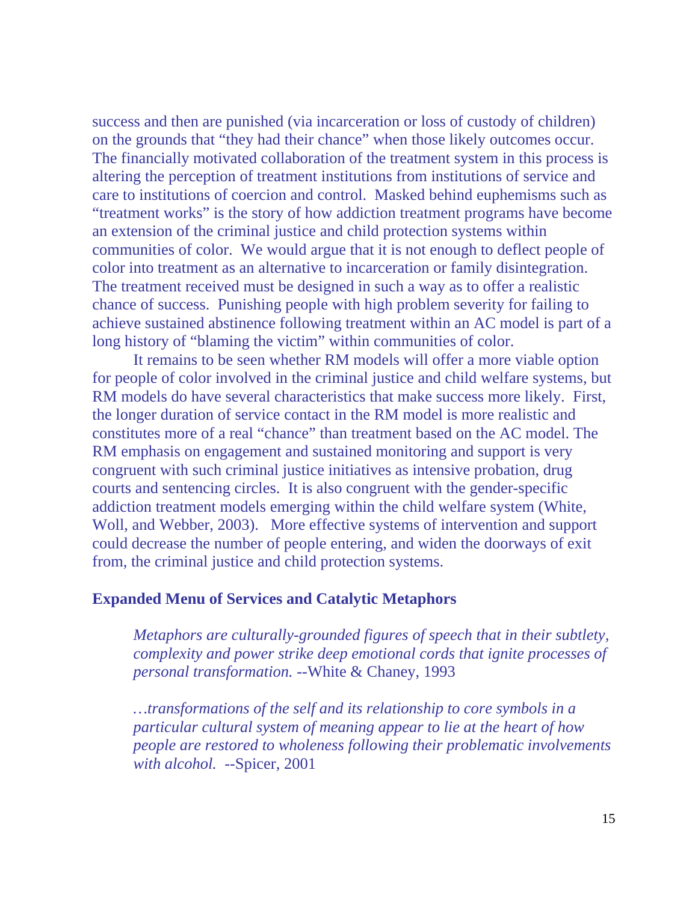success and then are punished (via incarceration or loss of custody of children) on the grounds that "they had their chance" when those likely outcomes occur. The financially motivated collaboration of the treatment system in this process is altering the perception of treatment institutions from institutions of service and care to institutions of coercion and control. Masked behind euphemisms such as "treatment works" is the story of how addiction treatment programs have become an extension of the criminal justice and child protection systems within communities of color. We would argue that it is not enough to deflect people of color into treatment as an alternative to incarceration or family disintegration. The treatment received must be designed in such a way as to offer a realistic chance of success. Punishing people with high problem severity for failing to achieve sustained abstinence following treatment within an AC model is part of a long history of "blaming the victim" within communities of color.

It remains to be seen whether RM models will offer a more viable option for people of color involved in the criminal justice and child welfare systems, but RM models do have several characteristics that make success more likely. First, the longer duration of service contact in the RM model is more realistic and constitutes more of a real "chance" than treatment based on the AC model. The RM emphasis on engagement and sustained monitoring and support is very congruent with such criminal justice initiatives as intensive probation, drug courts and sentencing circles. It is also congruent with the gender-specific addiction treatment models emerging within the child welfare system (White, Woll, and Webber, 2003). More effective systems of intervention and support could decrease the number of people entering, and widen the doorways of exit from, the criminal justice and child protection systems.

### Expanded Menu of Services and Catalytic Metaphors

> *Metaphors are culturally-grounded figures of speech that in their subtlety, complexity and power strike deep emotional cords that ignite processes of personal transformation.* --White & Chaney, 1993

> *…transformations of the self and its relationship to core symbols in a particular cultural system of meaning appear to lie at the heart of how people are restored to wholeness following their problematic involvements with alcohol.* --Spicer, 2001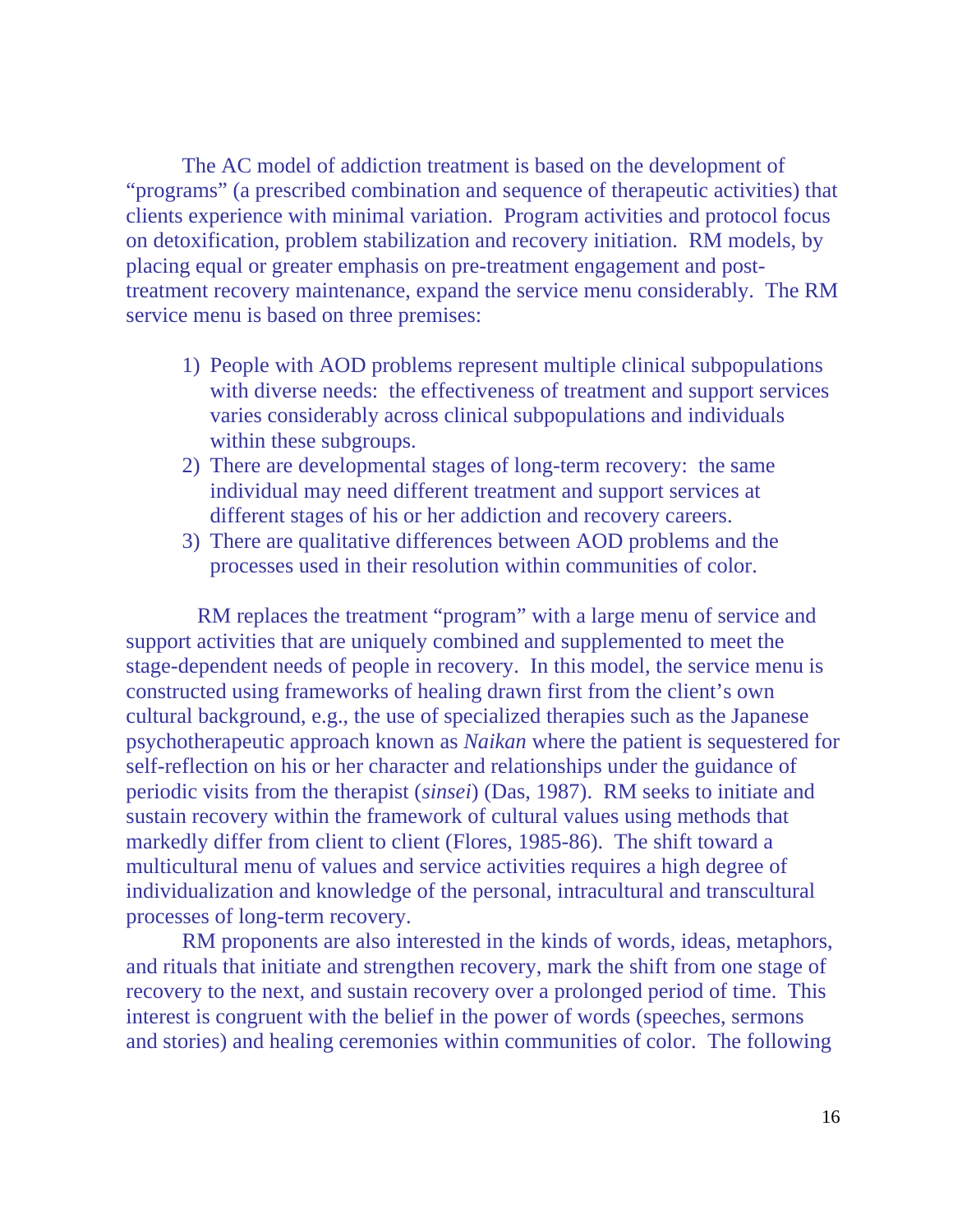The AC model of addiction treatment is based on the development of "programs" (a prescribed combination and sequence of therapeutic activities) that clients experience with minimal variation. Program activities and protocol focus on detoxification, problem stabilization and recovery initiation. RM models, by placing equal or greater emphasis on pre-treatment engagement and post-treatment recovery maintenance, expand the service menu considerably. The RM service menu is based on three premises:

1) People with AOD problems represent multiple clinical subpopulations with diverse needs: the effectiveness of treatment and support services varies considerably across clinical subpopulations and individuals within these subgroups.
2) There are developmental stages of long-term recovery: the same individual may need different treatment and support services at different stages of his or her addiction and recovery careers.
3) There are qualitative differences between AOD problems and the processes used in their resolution within communities of color.

RM replaces the treatment "program" with a large menu of service and support activities that are uniquely combined and supplemented to meet the stage-dependent needs of people in recovery. In this model, the service menu is constructed using frameworks of healing drawn first from the client's own cultural background, e.g., the use of specialized therapies such as the Japanese psychotherapeutic approach known as *Naikan* where the patient is sequestered for self-reflection on his or her character and relationships under the guidance of periodic visits from the therapist (*sinsei*) (Das, 1987). RM seeks to initiate and sustain recovery within the framework of cultural values using methods that markedly differ from client to client (Flores, 1985-86). The shift toward a multicultural menu of values and service activities requires a high degree of individualization and knowledge of the personal, intracultural and transcultural processes of long-term recovery.

RM proponents are also interested in the kinds of words, ideas, metaphors, and rituals that initiate and strengthen recovery, mark the shift from one stage of recovery to the next, and sustain recovery over a prolonged period of time. This interest is congruent with the belief in the power of words (speeches, sermons and stories) and healing ceremonies within communities of color. The following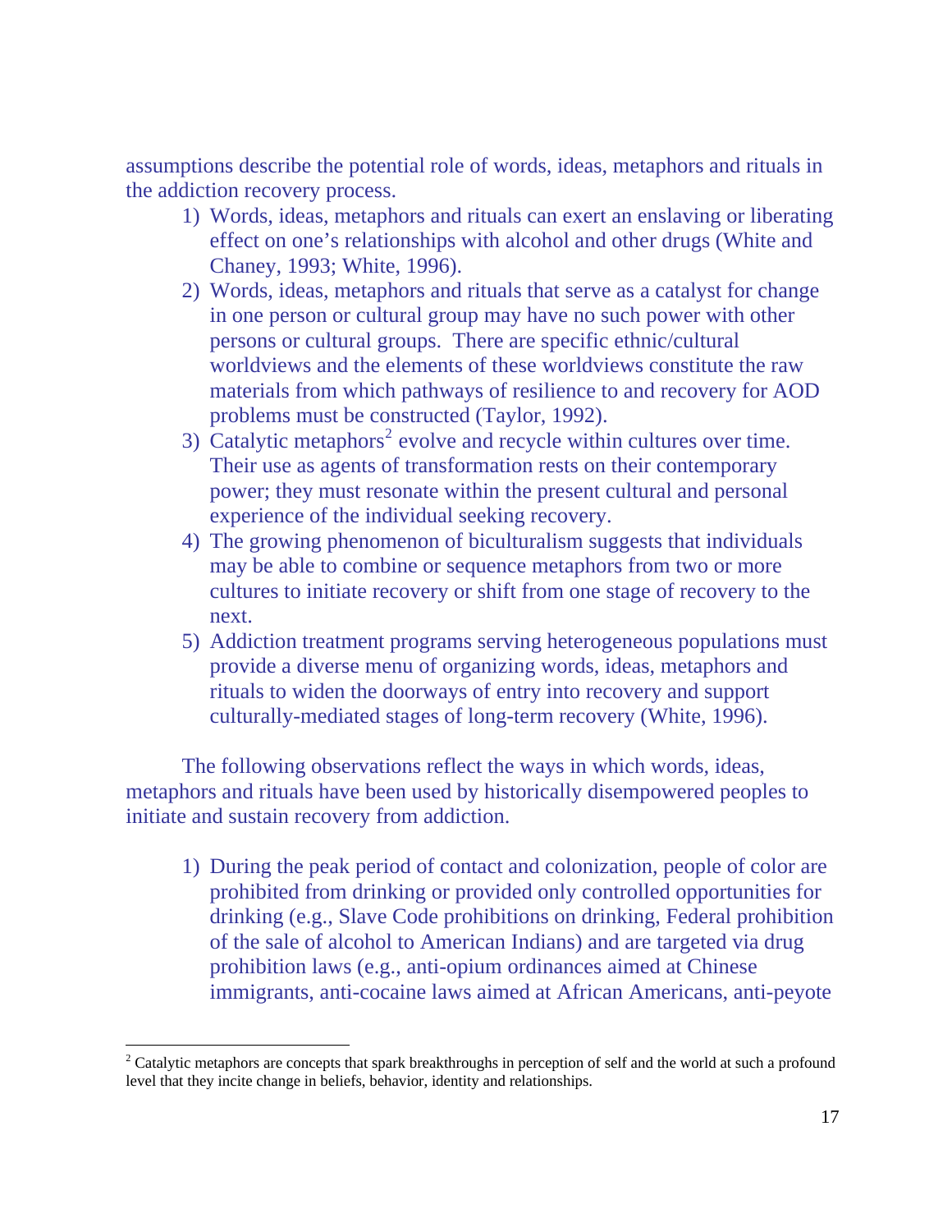assumptions describe the potential role of words, ideas, metaphors and rituals in the addiction recovery process.

1) Words, ideas, metaphors and rituals can exert an enslaving or liberating effect on one's relationships with alcohol and other drugs (White and Chaney, 1993; White, 1996).
2) Words, ideas, metaphors and rituals that serve as a catalyst for change in one person or cultural group may have no such power with other persons or cultural groups. There are specific ethnic/cultural worldviews and the elements of these worldviews constitute the raw materials from which pathways of resilience to and recovery for AOD problems must be constructed (Taylor, 1992).
3) Catalytic metaphors[2] evolve and recycle within cultures over time. Their use as agents of transformation rests on their contemporary power; they must resonate within the present cultural and personal experience of the individual seeking recovery.
4) The growing phenomenon of biculturalism suggests that individuals may be able to combine or sequence metaphors from two or more cultures to initiate recovery or shift from one stage of recovery to the next.
5) Addiction treatment programs serving heterogeneous populations must provide a diverse menu of organizing words, ideas, metaphors and rituals to widen the doorways of entry into recovery and support culturally-mediated stages of long-term recovery (White, 1996).

The following observations reflect the ways in which words, ideas, metaphors and rituals have been used by historically disempowered peoples to initiate and sustain recovery from addiction.

1) During the peak period of contact and colonization, people of color are prohibited from drinking or provided only controlled opportunities for drinking (e.g., Slave Code prohibitions on drinking, Federal prohibition of the sale of alcohol to American Indians) and are targeted via drug prohibition laws (e.g., anti-opium ordinances aimed at Chinese immigrants, anti-cocaine laws aimed at African Americans, anti-peyote

[2] Catalytic metaphors are concepts that spark breakthroughs in perception of self and the world at such a profound level that they incite change in beliefs, behavior, identity and relationships.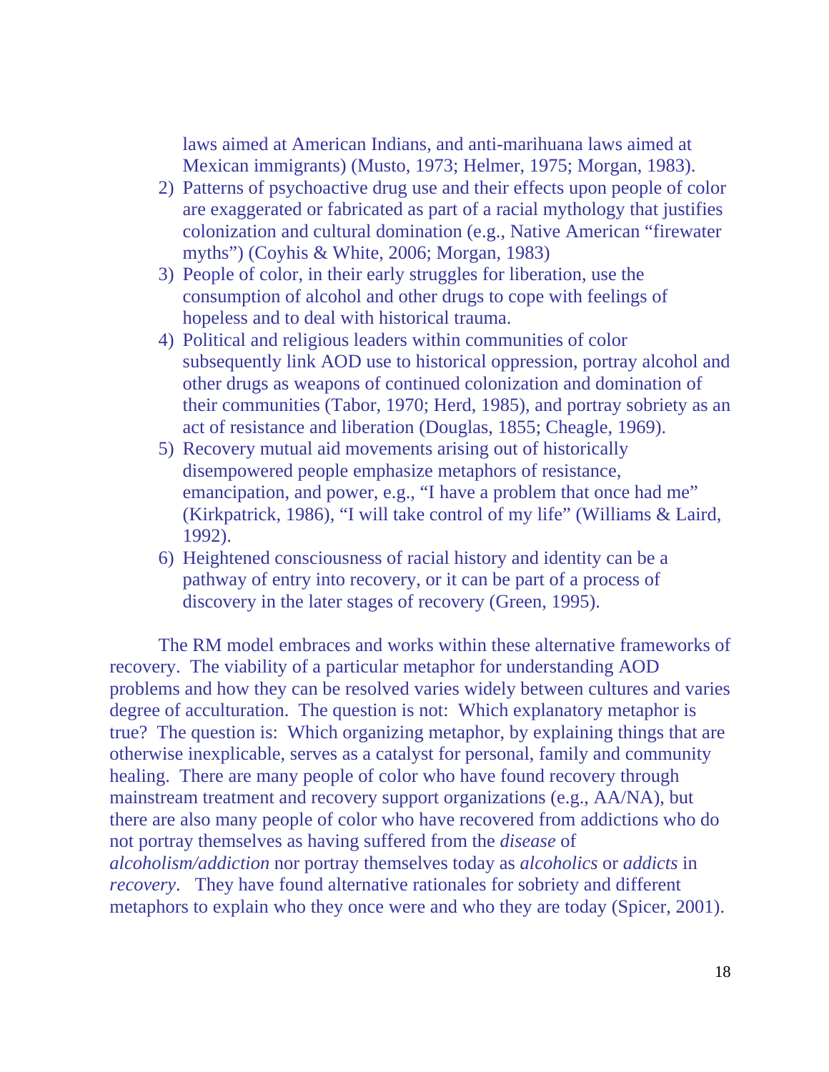laws aimed at American Indians, and anti-marihuana laws aimed at Mexican immigrants) (Musto, 1973; Helmer, 1975; Morgan, 1983).

2) Patterns of psychoactive drug use and their effects upon people of color are exaggerated or fabricated as part of a racial mythology that justifies colonization and cultural domination (e.g., Native American “firewater myths”) (Coyhis & White, 2006; Morgan, 1983)
3) People of color, in their early struggles for liberation, use the consumption of alcohol and other drugs to cope with feelings of hopeless and to deal with historical trauma.
4) Political and religious leaders within communities of color subsequently link AOD use to historical oppression, portray alcohol and other drugs as weapons of continued colonization and domination of their communities (Tabor, 1970; Herd, 1985), and portray sobriety as an act of resistance and liberation (Douglas, 1855; Cheagle, 1969).
5) Recovery mutual aid movements arising out of historically disempowered people emphasize metaphors of resistance, emancipation, and power, e.g., “I have a problem that once had me” (Kirkpatrick, 1986), “I will take control of my life” (Williams & Laird, 1992).
6) Heightened consciousness of racial history and identity can be a pathway of entry into recovery, or it can be part of a process of discovery in the later stages of recovery (Green, 1995).

The RM model embraces and works within these alternative frameworks of recovery. The viability of a particular metaphor for understanding AOD problems and how they can be resolved varies widely between cultures and varies degree of acculturation. The question is not: Which explanatory metaphor is true? The question is: Which organizing metaphor, by explaining things that are otherwise inexplicable, serves as a catalyst for personal, family and community healing. There are many people of color who have found recovery through mainstream treatment and recovery support organizations (e.g., AA/NA), but there are also many people of color who have recovered from addictions who do not portray themselves as having suffered from the *disease* of *alcoholism/addiction* nor portray themselves today as *alcoholics* or *addicts* in *recovery*. They have found alternative rationales for sobriety and different metaphors to explain who they once were and who they are today (Spicer, 2001).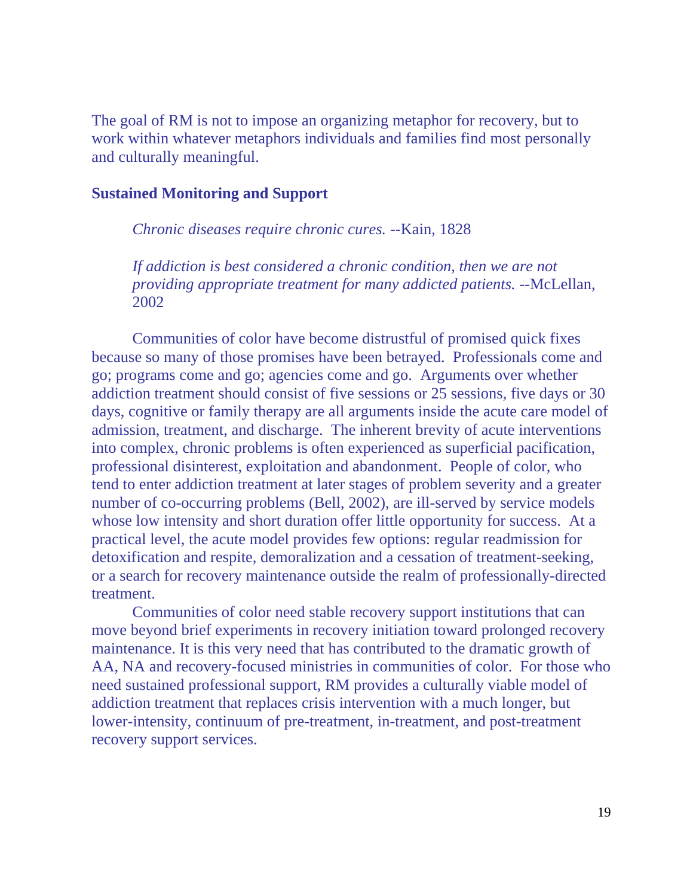The goal of RM is not to impose an organizing metaphor for recovery, but to work within whatever metaphors individuals and families find most personally and culturally meaningful.

### Sustained Monitoring and Support

> *Chronic diseases require chronic cures.* --Kain, 1828

> *If addiction is best considered a chronic condition, then we are not providing appropriate treatment for many addicted patients.* --McLellan, 2002

Communities of color have become distrustful of promised quick fixes because so many of those promises have been betrayed. Professionals come and go; programs come and go; agencies come and go. Arguments over whether addiction treatment should consist of five sessions or 25 sessions, five days or 30 days, cognitive or family therapy are all arguments inside the acute care model of admission, treatment, and discharge. The inherent brevity of acute interventions into complex, chronic problems is often experienced as superficial pacification, professional disinterest, exploitation and abandonment. People of color, who tend to enter addiction treatment at later stages of problem severity and a greater number of co-occurring problems (Bell, 2002), are ill-served by service models whose low intensity and short duration offer little opportunity for success. At a practical level, the acute model provides few options: regular readmission for detoxification and respite, demoralization and a cessation of treatment-seeking, or a search for recovery maintenance outside the realm of professionally-directed treatment.

Communities of color need stable recovery support institutions that can move beyond brief experiments in recovery initiation toward prolonged recovery maintenance. It is this very need that has contributed to the dramatic growth of AA, NA and recovery-focused ministries in communities of color. For those who need sustained professional support, RM provides a culturally viable model of addiction treatment that replaces crisis intervention with a much longer, but lower-intensity, continuum of pre-treatment, in-treatment, and post-treatment recovery support services.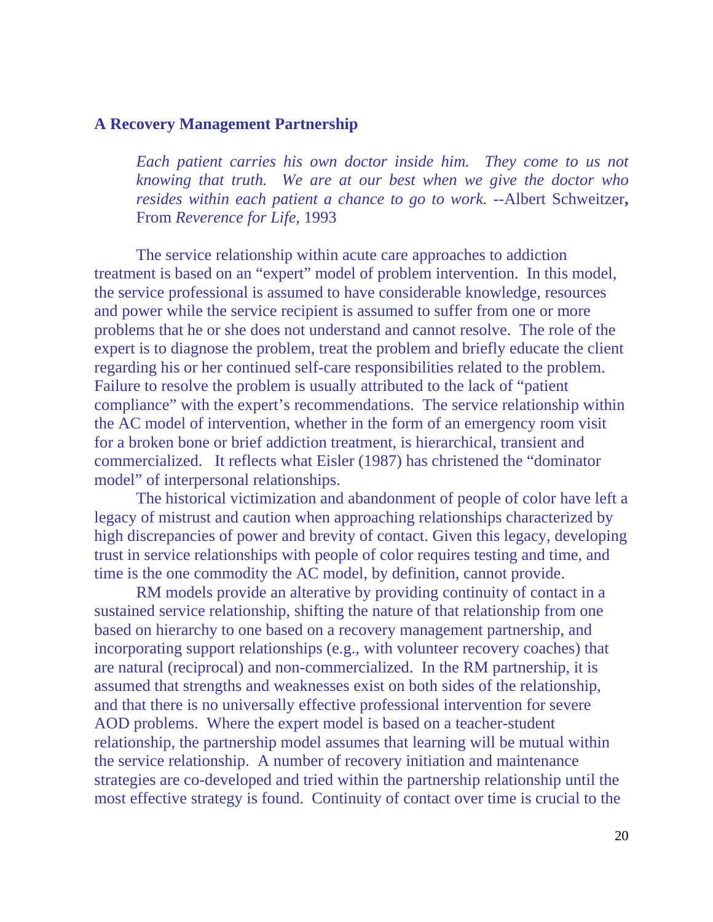**A Recovery Management Partnership**

> *Each patient carries his own doctor inside him. They come to us not knowing that truth. We are at our best when we give the doctor who resides within each patient a chance to go to work.* --Albert Schweitzer**,** From *Reverence for Life*, 1993

The service relationship within acute care approaches to addiction treatment is based on an "expert" model of problem intervention. In this model, the service professional is assumed to have considerable knowledge, resources and power while the service recipient is assumed to suffer from one or more problems that he or she does not understand and cannot resolve. The role of the expert is to diagnose the problem, treat the problem and briefly educate the client regarding his or her continued self-care responsibilities related to the problem. Failure to resolve the problem is usually attributed to the lack of "patient compliance" with the expert's recommendations. The service relationship within the AC model of intervention, whether in the form of an emergency room visit for a broken bone or brief addiction treatment, is hierarchical, transient and commercialized. It reflects what Eisler (1987) has christened the "dominator model" of interpersonal relationships.

The historical victimization and abandonment of people of color have left a legacy of mistrust and caution when approaching relationships characterized by high discrepancies of power and brevity of contact. Given this legacy, developing trust in service relationships with people of color requires testing and time, and time is the one commodity the AC model, by definition, cannot provide.

RM models provide an alterative by providing continuity of contact in a sustained service relationship, shifting the nature of that relationship from one based on hierarchy to one based on a recovery management partnership, and incorporating support relationships (e.g., with volunteer recovery coaches) that are natural (reciprocal) and non-commercialized. In the RM partnership, it is assumed that strengths and weaknesses exist on both sides of the relationship, and that there is no universally effective professional intervention for severe AOD problems. Where the expert model is based on a teacher-student relationship, the partnership model assumes that learning will be mutual within the service relationship. A number of recovery initiation and maintenance strategies are co-developed and tried within the partnership relationship until the most effective strategy is found. Continuity of contact over time is crucial to the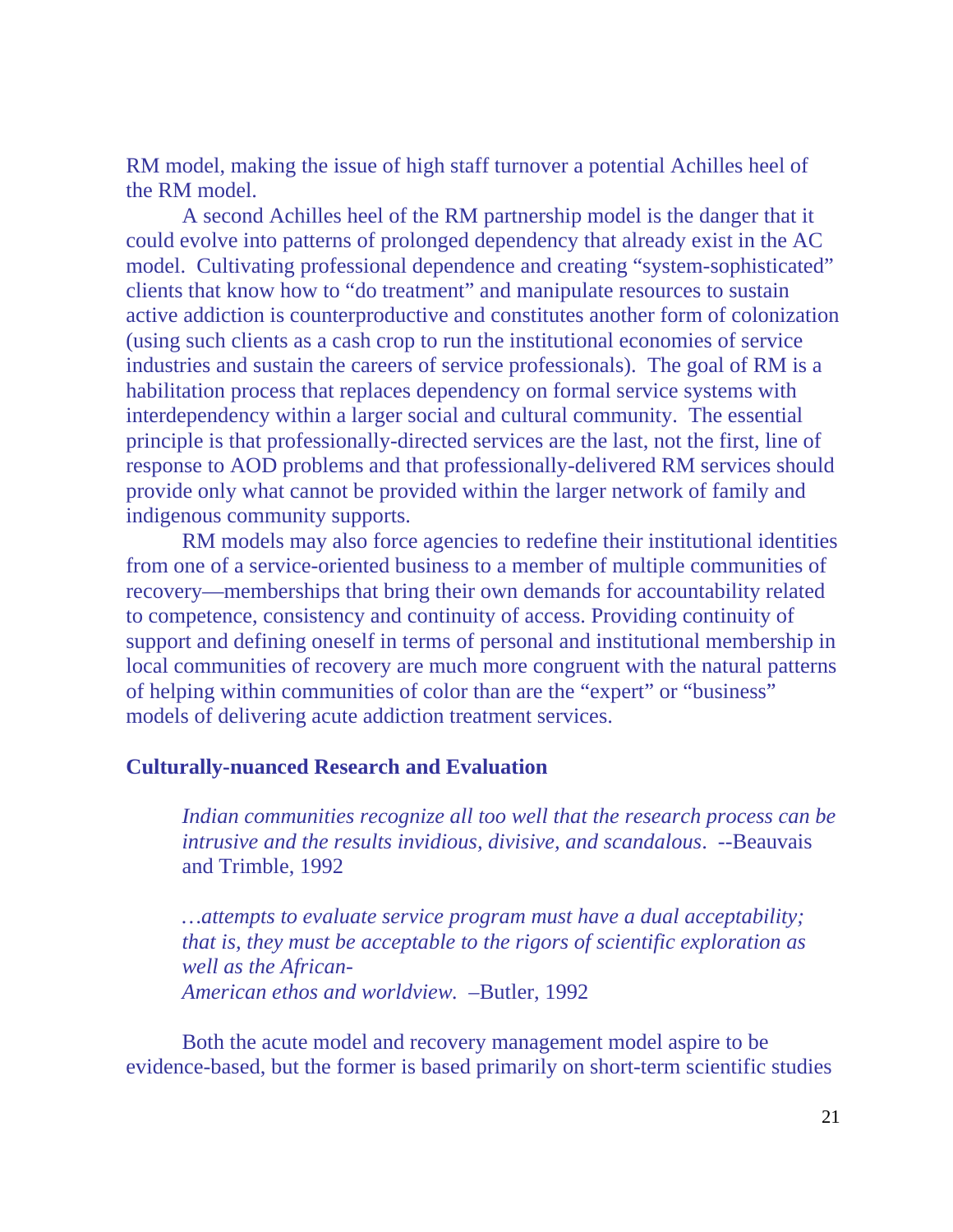RM model, making the issue of high staff turnover a potential Achilles heel of the RM model.

A second Achilles heel of the RM partnership model is the danger that it could evolve into patterns of prolonged dependency that already exist in the AC model. Cultivating professional dependence and creating "system-sophisticated" clients that know how to "do treatment" and manipulate resources to sustain active addiction is counterproductive and constitutes another form of colonization (using such clients as a cash crop to run the institutional economies of service industries and sustain the careers of service professionals). The goal of RM is a habilitation process that replaces dependency on formal service systems with interdependency within a larger social and cultural community. The essential principle is that professionally-directed services are the last, not the first, line of response to AOD problems and that professionally-delivered RM services should provide only what cannot be provided within the larger network of family and indigenous community supports.

RM models may also force agencies to redefine their institutional identities from one of a service-oriented business to a member of multiple communities of recovery—memberships that bring their own demands for accountability related to competence, consistency and continuity of access. Providing continuity of support and defining oneself in terms of personal and institutional membership in local communities of recovery are much more congruent with the natural patterns of helping within communities of color than are the "expert" or "business" models of delivering acute addiction treatment services.

### Culturally-nuanced Research and Evaluation

> *Indian communities recognize all too well that the research process can be intrusive and the results invidious, divisive, and scandalous*. --Beauvais and Trimble, 1992

> *…attempts to evaluate service program must have a dual acceptability; that is, they must be acceptable to the rigors of scientific exploration as well as the African-American ethos and worldview.* –Butler, 1992

Both the acute model and recovery management model aspire to be evidence-based, but the former is based primarily on short-term scientific studies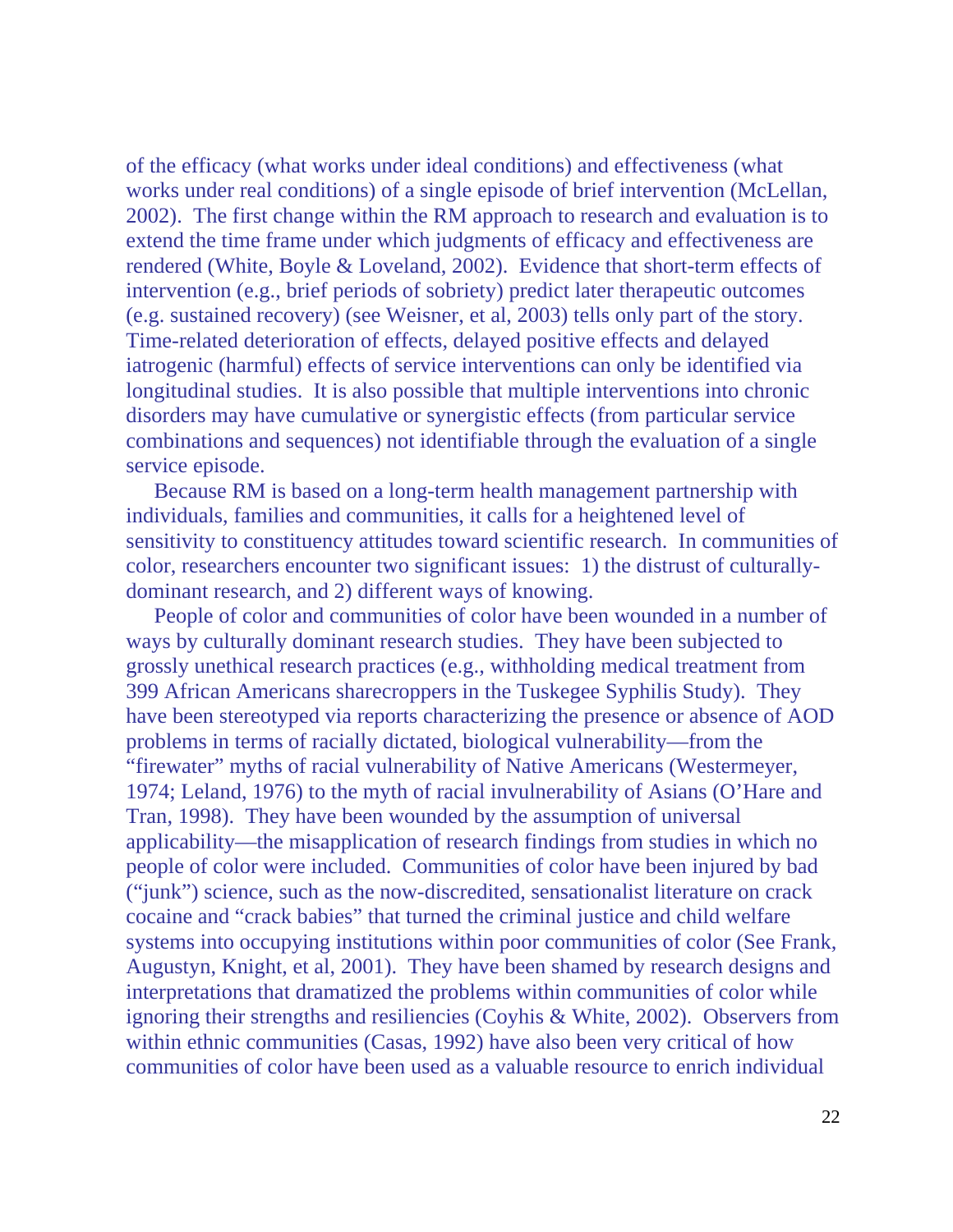of the efficacy (what works under ideal conditions) and effectiveness (what works under real conditions) of a single episode of brief intervention (McLellan, 2002). The first change within the RM approach to research and evaluation is to extend the time frame under which judgments of efficacy and effectiveness are rendered (White, Boyle & Loveland, 2002). Evidence that short-term effects of intervention (e.g., brief periods of sobriety) predict later therapeutic outcomes (e.g. sustained recovery) (see Weisner, et al, 2003) tells only part of the story. Time-related deterioration of effects, delayed positive effects and delayed iatrogenic (harmful) effects of service interventions can only be identified via longitudinal studies. It is also possible that multiple interventions into chronic disorders may have cumulative or synergistic effects (from particular service combinations and sequences) not identifiable through the evaluation of a single service episode.

Because RM is based on a long-term health management partnership with individuals, families and communities, it calls for a heightened level of sensitivity to constituency attitudes toward scientific research. In communities of color, researchers encounter two significant issues: 1) the distrust of culturally-dominant research, and 2) different ways of knowing.

People of color and communities of color have been wounded in a number of ways by culturally dominant research studies. They have been subjected to grossly unethical research practices (e.g., withholding medical treatment from 399 African Americans sharecroppers in the Tuskegee Syphilis Study). They have been stereotyped via reports characterizing the presence or absence of AOD problems in terms of racially dictated, biological vulnerability—from the "firewater" myths of racial vulnerability of Native Americans (Westermeyer, 1974; Leland, 1976) to the myth of racial invulnerability of Asians (O'Hare and Tran, 1998). They have been wounded by the assumption of universal applicability—the misapplication of research findings from studies in which no people of color were included. Communities of color have been injured by bad ("junk") science, such as the now-discredited, sensationalist literature on crack cocaine and "crack babies" that turned the criminal justice and child welfare systems into occupying institutions within poor communities of color (See Frank, Augustyn, Knight, et al, 2001). They have been shamed by research designs and interpretations that dramatized the problems within communities of color while ignoring their strengths and resiliencies (Coyhis & White, 2002). Observers from within ethnic communities (Casas, 1992) have also been very critical of how communities of color have been used as a valuable resource to enrich individual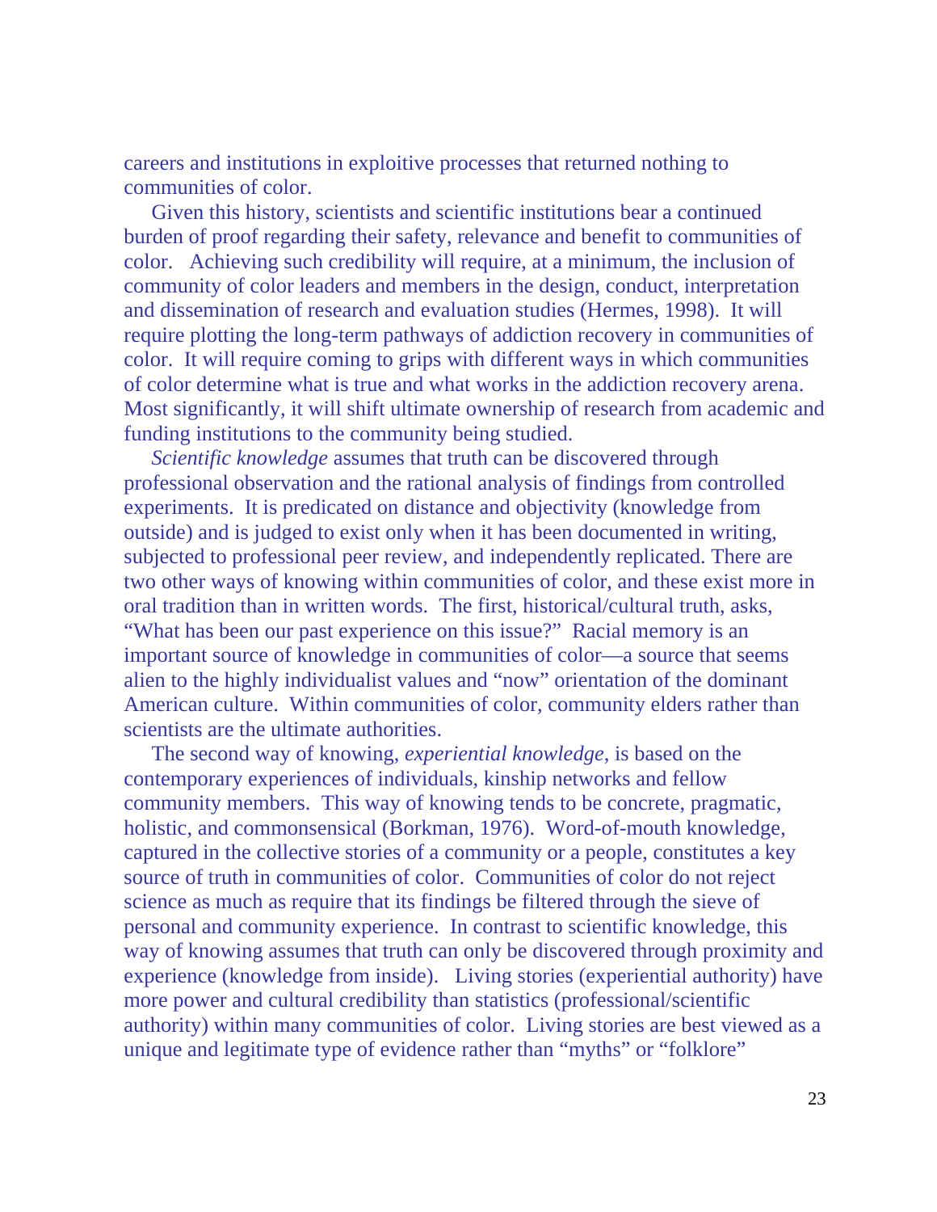careers and institutions in exploitive processes that returned nothing to communities of color.

Given this history, scientists and scientific institutions bear a continued burden of proof regarding their safety, relevance and benefit to communities of color. Achieving such credibility will require, at a minimum, the inclusion of community of color leaders and members in the design, conduct, interpretation and dissemination of research and evaluation studies (Hermes, 1998). It will require plotting the long-term pathways of addiction recovery in communities of color. It will require coming to grips with different ways in which communities of color determine what is true and what works in the addiction recovery arena. Most significantly, it will shift ultimate ownership of research from academic and funding institutions to the community being studied.

*Scientific knowledge* assumes that truth can be discovered through professional observation and the rational analysis of findings from controlled experiments. It is predicated on distance and objectivity (knowledge from outside) and is judged to exist only when it has been documented in writing, subjected to professional peer review, and independently replicated. There are two other ways of knowing within communities of color, and these exist more in oral tradition than in written words. The first, historical/cultural truth, asks, "What has been our past experience on this issue?" Racial memory is an important source of knowledge in communities of color—a source that seems alien to the highly individualist values and "now" orientation of the dominant American culture. Within communities of color, community elders rather than scientists are the ultimate authorities.

The second way of knowing, *experiential knowledge*, is based on the contemporary experiences of individuals, kinship networks and fellow community members. This way of knowing tends to be concrete, pragmatic, holistic, and commonsensical (Borkman, 1976). Word-of-mouth knowledge, captured in the collective stories of a community or a people, constitutes a key source of truth in communities of color. Communities of color do not reject science as much as require that its findings be filtered through the sieve of personal and community experience. In contrast to scientific knowledge, this way of knowing assumes that truth can only be discovered through proximity and experience (knowledge from inside). Living stories (experiential authority) have more power and cultural credibility than statistics (professional/scientific authority) within many communities of color. Living stories are best viewed as a unique and legitimate type of evidence rather than "myths" or "folklore"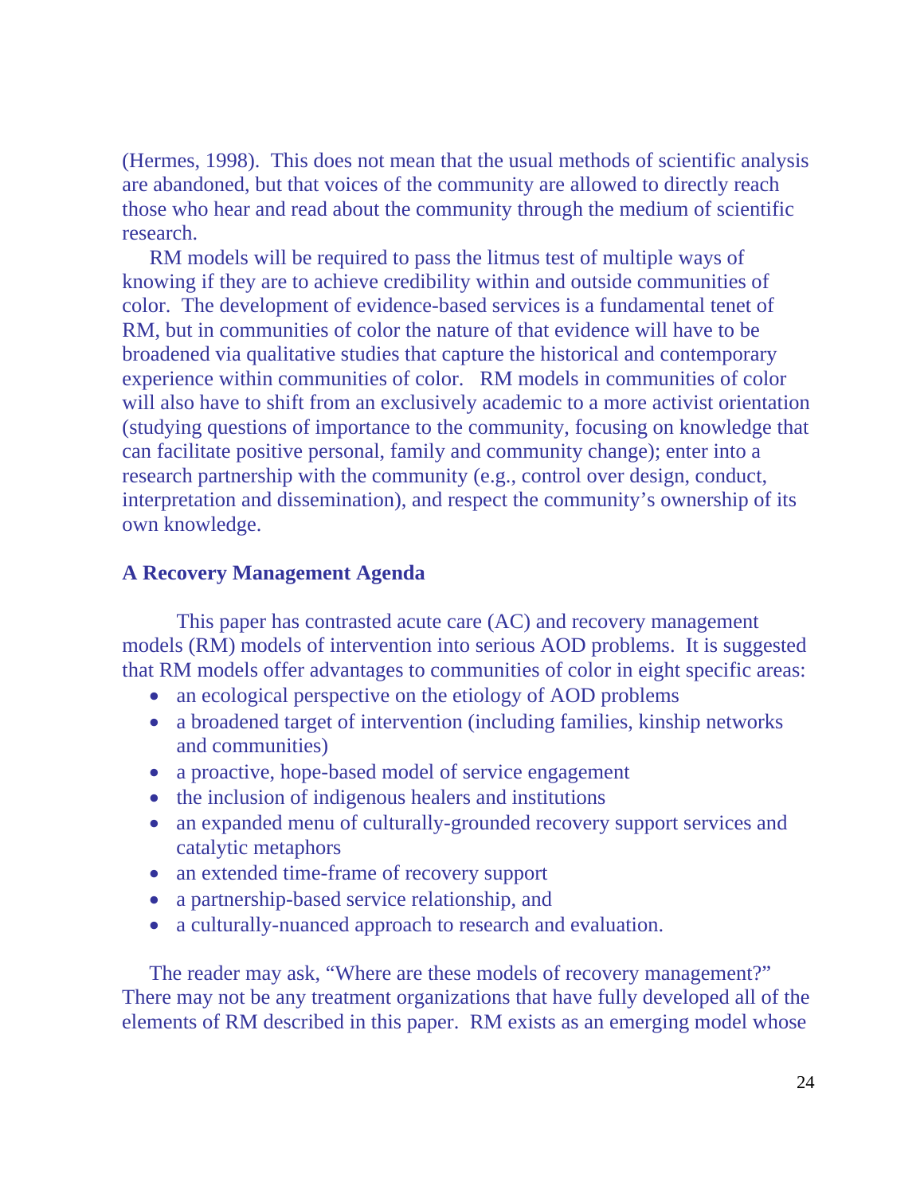(Hermes, 1998). This does not mean that the usual methods of scientific analysis are abandoned, but that voices of the community are allowed to directly reach those who hear and read about the community through the medium of scientific research.

RM models will be required to pass the litmus test of multiple ways of knowing if they are to achieve credibility within and outside communities of color. The development of evidence-based services is a fundamental tenet of RM, but in communities of color the nature of that evidence will have to be broadened via qualitative studies that capture the historical and contemporary experience within communities of color. RM models in communities of color will also have to shift from an exclusively academic to a more activist orientation (studying questions of importance to the community, focusing on knowledge that can facilitate positive personal, family and community change); enter into a research partnership with the community (e.g., control over design, conduct, interpretation and dissemination), and respect the community's ownership of its own knowledge.

### A Recovery Management Agenda

This paper has contrasted acute care (AC) and recovery management models (RM) models of intervention into serious AOD problems. It is suggested that RM models offer advantages to communities of color in eight specific areas:

- an ecological perspective on the etiology of AOD problems
- a broadened target of intervention (including families, kinship networks and communities)
- a proactive, hope-based model of service engagement
- the inclusion of indigenous healers and institutions
- an expanded menu of culturally-grounded recovery support services and catalytic metaphors
- an extended time-frame of recovery support
- a partnership-based service relationship, and
- a culturally-nuanced approach to research and evaluation.

The reader may ask, "Where are these models of recovery management?" There may not be any treatment organizations that have fully developed all of the elements of RM described in this paper. RM exists as an emerging model whose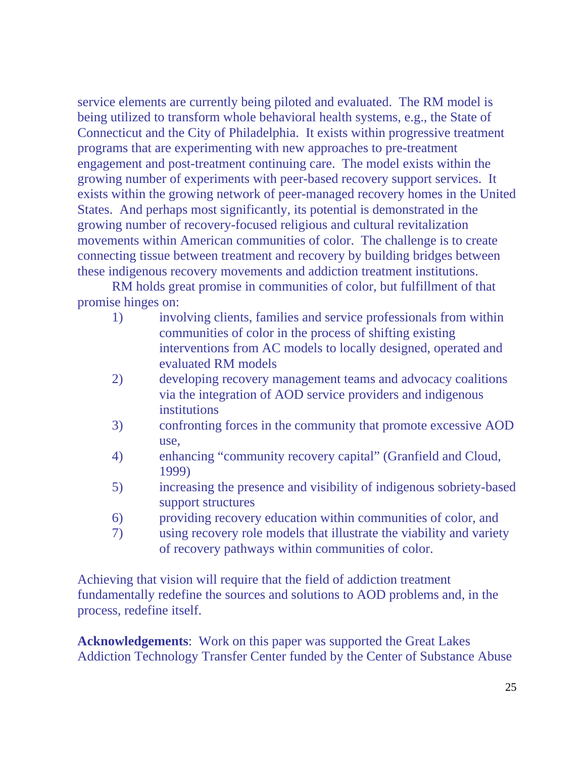service elements are currently being piloted and evaluated. The RM model is being utilized to transform whole behavioral health systems, e.g., the State of Connecticut and the City of Philadelphia. It exists within progressive treatment programs that are experimenting with new approaches to pre-treatment engagement and post-treatment continuing care. The model exists within the growing number of experiments with peer-based recovery support services. It exists within the growing network of peer-managed recovery homes in the United States. And perhaps most significantly, its potential is demonstrated in the growing number of recovery-focused religious and cultural revitalization movements within American communities of color. The challenge is to create connecting tissue between treatment and recovery by building bridges between these indigenous recovery movements and addiction treatment institutions.

RM holds great promise in communities of color, but fulfillment of that promise hinges on:

1) involving clients, families and service professionals from within communities of color in the process of shifting existing interventions from AC models to locally designed, operated and evaluated RM models
2) developing recovery management teams and advocacy coalitions via the integration of AOD service providers and indigenous institutions
3) confronting forces in the community that promote excessive AOD use,
4) enhancing "community recovery capital" (Granfield and Cloud, 1999)
5) increasing the presence and visibility of indigenous sobriety-based support structures
6) providing recovery education within communities of color, and
7) using recovery role models that illustrate the viability and variety of recovery pathways within communities of color.

Achieving that vision will require that the field of addiction treatment fundamentally redefine the sources and solutions to AOD problems and, in the process, redefine itself.

**Acknowledgements**: Work on this paper was supported the Great Lakes Addiction Technology Transfer Center funded by the Center of Substance Abuse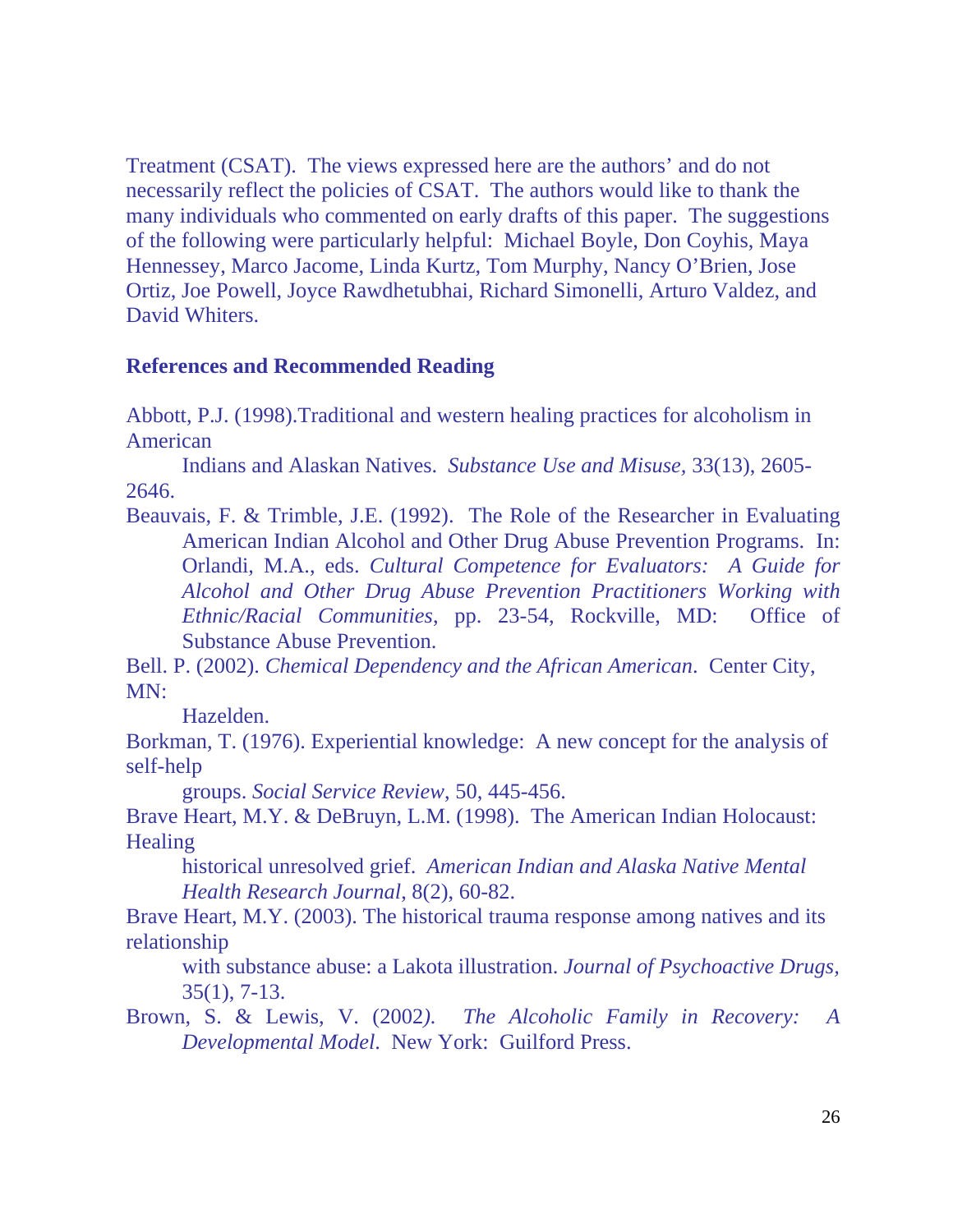Treatment (CSAT). The views expressed here are the authors' and do not necessarily reflect the policies of CSAT. The authors would like to thank the many individuals who commented on early drafts of this paper. The suggestions of the following were particularly helpful: Michael Boyle, Don Coyhis, Maya Hennessey, Marco Jacome, Linda Kurtz, Tom Murphy, Nancy O'Brien, Jose Ortiz, Joe Powell, Joyce Rawdhetubhai, Richard Simonelli, Arturo Valdez, and David Whiters.

**References and Recommended Reading**

Abbott, P.J. (1998).Traditional and western healing practices for alcoholism in American Indians and Alaskan Natives. *Substance Use and Misuse*, 33(13), 2605-2646.

Beauvais, F. & Trimble, J.E. (1992). The Role of the Researcher in Evaluating American Indian Alcohol and Other Drug Abuse Prevention Programs. In: Orlandi, M.A., eds. *Cultural Competence for Evaluators: A Guide for Alcohol and Other Drug Abuse Prevention Practitioners Working with Ethnic/Racial Communities*, pp. 23-54, Rockville, MD: Office of Substance Abuse Prevention.

Bell. P. (2002). *Chemical Dependency and the African American*. Center City, MN: Hazelden.

Borkman, T. (1976). Experiential knowledge: A new concept for the analysis of self-help groups. *Social Service Review*, 50, 445-456.

Brave Heart, M.Y. & DeBruyn, L.M. (1998). The American Indian Holocaust: Healing historical unresolved grief. *American Indian and Alaska Native Mental Health Research Journal*, 8(2), 60-82.

Brave Heart, M.Y. (2003). The historical trauma response among natives and its relationship with substance abuse: a Lakota illustration. *Journal of Psychoactive Drugs*, 35(1), 7-13.

Brown, S. & Lewis, V. (2002). *The Alcoholic Family in Recovery: A Developmental Model*. New York: Guilford Press.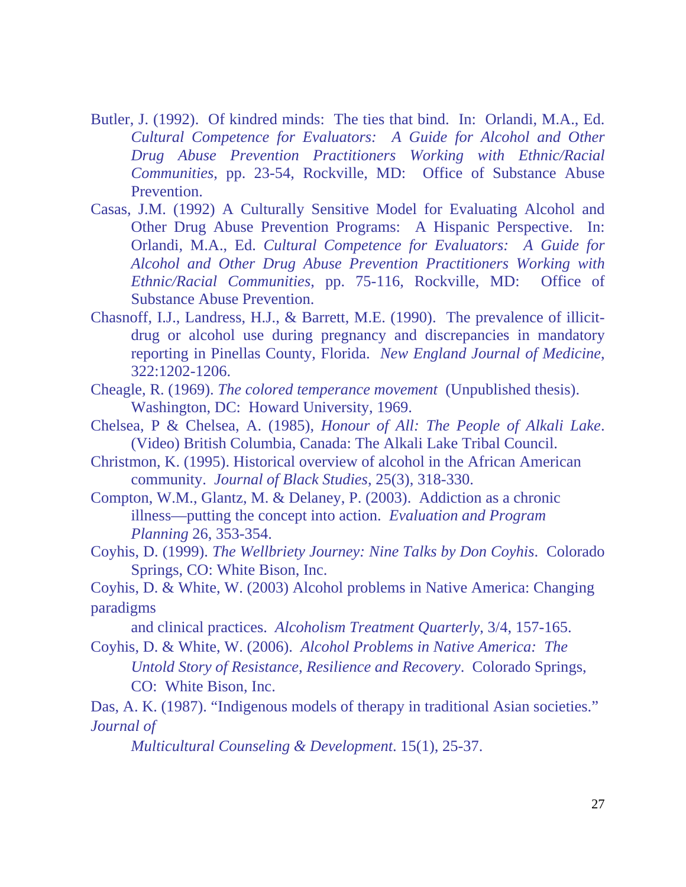Butler, J. (1992). Of kindred minds: The ties that bind. In: Orlandi, M.A., Ed. *Cultural Competence for Evaluators: A Guide for Alcohol and Other Drug Abuse Prevention Practitioners Working with Ethnic/Racial Communities*, pp. 23-54, Rockville, MD: Office of Substance Abuse Prevention.

Casas, J.M. (1992) A Culturally Sensitive Model for Evaluating Alcohol and Other Drug Abuse Prevention Programs: A Hispanic Perspective. In: Orlandi, M.A., Ed. *Cultural Competence for Evaluators: A Guide for Alcohol and Other Drug Abuse Prevention Practitioners Working with Ethnic/Racial Communities*, pp. 75-116, Rockville, MD: Office of Substance Abuse Prevention.

Chasnoff, I.J., Landress, H.J., & Barrett, M.E. (1990). The prevalence of illicit-drug or alcohol use during pregnancy and discrepancies in mandatory reporting in Pinellas County, Florida. *New England Journal of Medicine*, 322:1202-1206.

Cheagle, R. (1969). *The colored temperance movement* (Unpublished thesis). Washington, DC: Howard University, 1969.

Chelsea, P & Chelsea, A. (1985), *Honour of All: The People of Alkali Lake*. (Video) British Columbia, Canada: The Alkali Lake Tribal Council.

Christmon, K. (1995). Historical overview of alcohol in the African American community. *Journal of Black Studies*, 25(3), 318-330.

Compton, W.M., Glantz, M. & Delaney, P. (2003). Addiction as a chronic illness—putting the concept into action. *Evaluation and Program Planning* 26, 353-354.

Coyhis, D. (1999). *The Wellbriety Journey: Nine Talks by Don Coyhis*. Colorado Springs, CO: White Bison, Inc.

Coyhis, D. & White, W. (2003) Alcohol problems in Native America: Changing paradigms and clinical practices. *Alcoholism Treatment Quarterly*, 3/4, 157-165.

Coyhis, D. & White, W. (2006). *Alcohol Problems in Native America: The Untold Story of Resistance, Resilience and Recovery*. Colorado Springs, CO: White Bison, Inc.

Das, A. K. (1987). “Indigenous models of therapy in traditional Asian societies.” *Journal of Multicultural Counseling & Development*. 15(1), 25-37.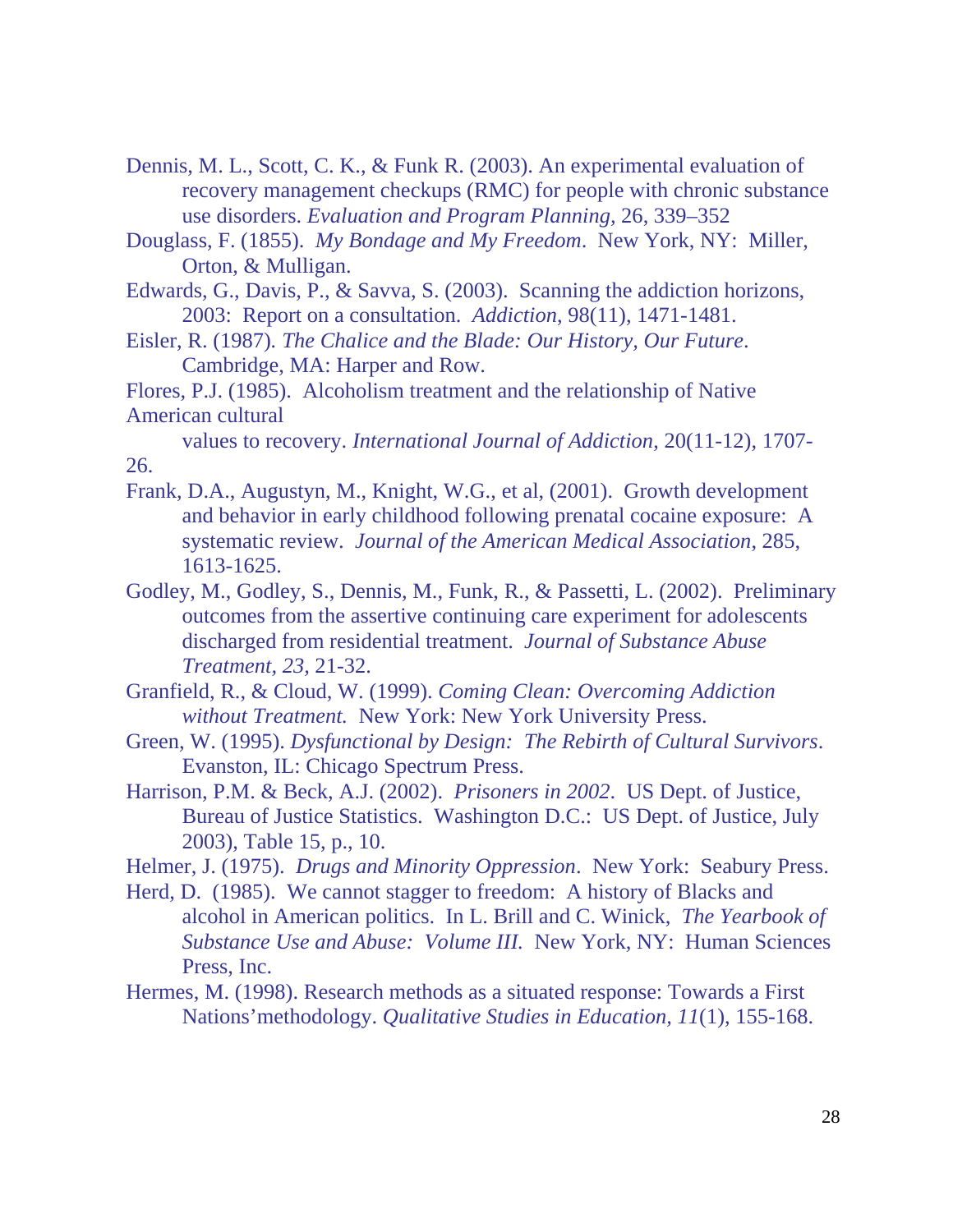Dennis, M. L., Scott, C. K., & Funk R. (2003). An experimental evaluation of recovery management checkups (RMC) for people with chronic substance use disorders. *Evaluation and Program Planning*, 26, 339–352

Douglass, F. (1855). *My Bondage and My Freedom*. New York, NY: Miller, Orton, & Mulligan.

Edwards, G., Davis, P., & Savva, S. (2003). Scanning the addiction horizons, 2003: Report on a consultation. *Addiction,* 98(11), 1471-1481.

Eisler, R. (1987). *The Chalice and the Blade: Our History, Our Future*. Cambridge, MA: Harper and Row.

Flores, P.J. (1985). Alcoholism treatment and the relationship of Native American cultural values to recovery. *International Journal of Addiction*, 20(11-12), 1707-26.

Frank, D.A., Augustyn, M., Knight, W.G., et al, (2001). Growth development and behavior in early childhood following prenatal cocaine exposure: A systematic review. *Journal of the American Medical Association*, 285, 1613-1625.

Godley, M., Godley, S., Dennis, M., Funk, R., & Passetti, L. (2002). Preliminary outcomes from the assertive continuing care experiment for adolescents discharged from residential treatment. *Journal of Substance Abuse Treatment, 23,* 21-32.

Granfield, R., & Cloud, W. (1999). *Coming Clean: Overcoming Addiction without Treatment.* New York: New York University Press.

Green, W. (1995). *Dysfunctional by Design: The Rebirth of Cultural Survivors*. Evanston, IL: Chicago Spectrum Press.

Harrison, P.M. & Beck, A.J. (2002). *Prisoners in 2002*. US Dept. of Justice, Bureau of Justice Statistics. Washington D.C.: US Dept. of Justice, July 2003), Table 15, p., 10.

Helmer, J. (1975). *Drugs and Minority Oppression*. New York: Seabury Press.

Herd, D. (1985). We cannot stagger to freedom: A history of Blacks and alcohol in American politics. In L. Brill and C. Winick, *The Yearbook of Substance Use and Abuse: Volume III.* New York, NY: Human Sciences Press, Inc.

Hermes, M. (1998). Research methods as a situated response: Towards a First Nations'methodology. *Qualitative Studies in Education, 11*(1), 155-168.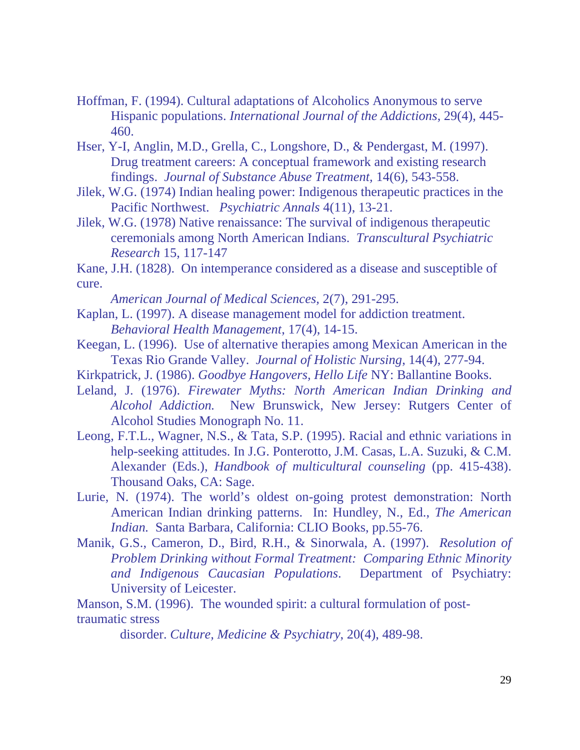Hoffman, F. (1994). Cultural adaptations of Alcoholics Anonymous to serve Hispanic populations. *International Journal of the Addictions*, 29(4), 445-460.

Hser, Y-I, Anglin, M.D., Grella, C., Longshore, D., & Pendergast, M. (1997). Drug treatment careers: A conceptual framework and existing research findings. *Journal of Substance Abuse Treatment*, 14(6), 543-558.

Jilek, W.G. (1974) Indian healing power: Indigenous therapeutic practices in the Pacific Northwest. *Psychiatric Annals* 4(11), 13-21.

Jilek, W.G. (1978) Native renaissance: The survival of indigenous therapeutic ceremonials among North American Indians. *Transcultural Psychiatric Research* 15, 117-147

Kane, J.H. (1828). On intemperance considered as a disease and susceptible of cure. *American Journal of Medical Sciences*, 2(7), 291-295.

Kaplan, L. (1997). A disease management model for addiction treatment. *Behavioral Health Management*, 17(4), 14-15.

Keegan, L. (1996). Use of alternative therapies among Mexican American in the Texas Rio Grande Valley. *Journal of Holistic Nursing*, 14(4), 277-94.

Kirkpatrick, J. (1986). *Goodbye Hangovers, Hello Life* NY: Ballantine Books.

Leland, J. (1976). *Firewater Myths: North American Indian Drinking and Alcohol Addiction.* New Brunswick, New Jersey: Rutgers Center of Alcohol Studies Monograph No. 11.

Leong, F.T.L., Wagner, N.S., & Tata, S.P. (1995). Racial and ethnic variations in help-seeking attitudes. In J.G. Ponterotto, J.M. Casas, L.A. Suzuki, & C.M. Alexander (Eds.), *Handbook of multicultural counseling* (pp. 415-438). Thousand Oaks, CA: Sage.

Lurie, N. (1974). The world's oldest on-going protest demonstration: North American Indian drinking patterns. In: Hundley, N., Ed., *The American Indian.* Santa Barbara, California: CLIO Books, pp.55-76.

Manik, G.S., Cameron, D., Bird, R.H., & Sinorwala, A. (1997). *Resolution of Problem Drinking without Formal Treatment: Comparing Ethnic Minority and Indigenous Caucasian Populations*. Department of Psychiatry: University of Leicester.

Manson, S.M. (1996). The wounded spirit: a cultural formulation of post-traumatic stress disorder. *Culture, Medicine & Psychiatry*, 20(4), 489-98.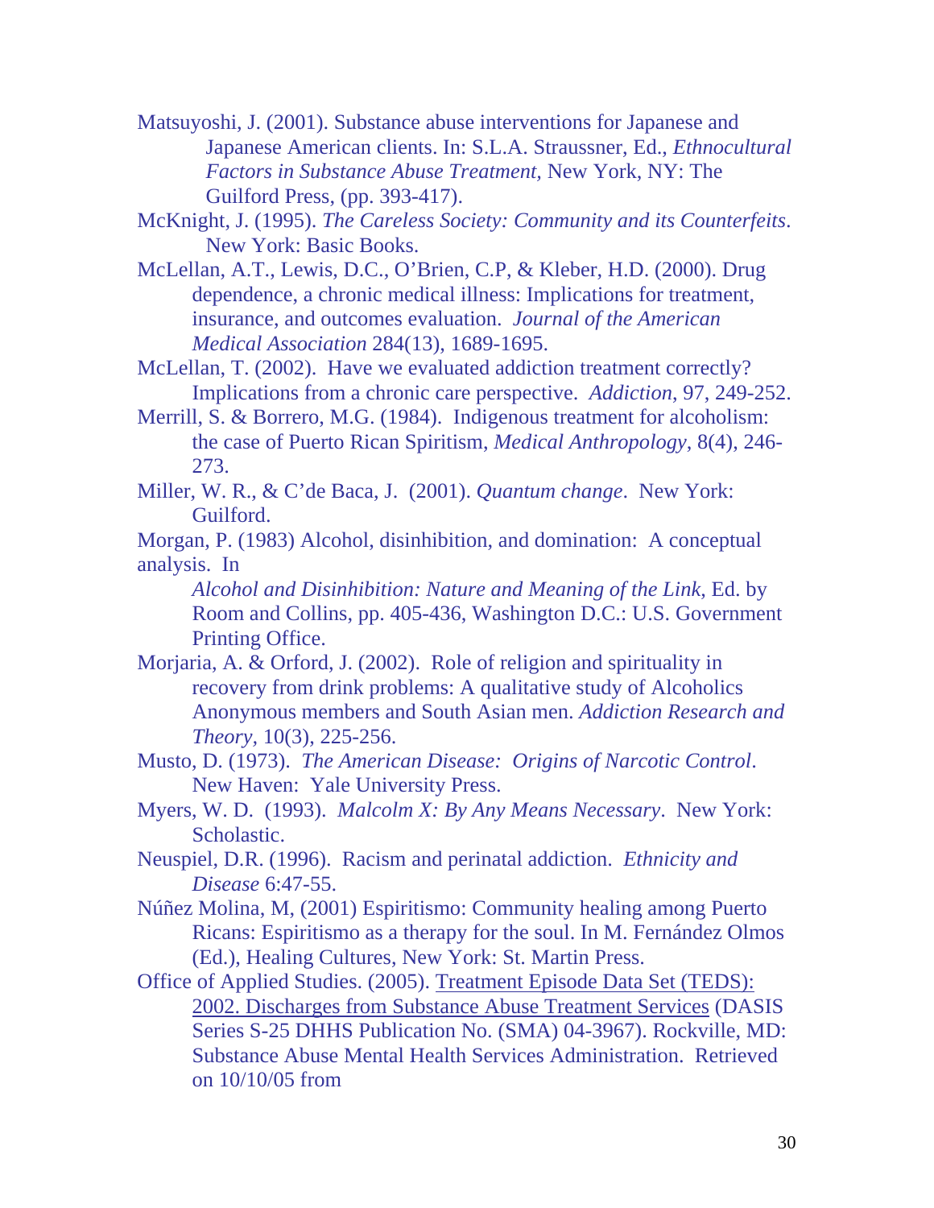Matsuyoshi, J. (2001). Substance abuse interventions for Japanese and Japanese American clients. In: S.L.A. Straussner, Ed., *Ethnocultural Factors in Substance Abuse Treatment*, New York, NY: The Guilford Press, (pp. 393-417).

McKnight, J. (1995). *The Careless Society: Community and its Counterfeits*. New York: Basic Books.

McLellan, A.T., Lewis, D.C., O'Brien, C.P, & Kleber, H.D. (2000). Drug dependence, a chronic medical illness: Implications for treatment, insurance, and outcomes evaluation. *Journal of the American Medical Association* 284(13), 1689-1695.

McLellan, T. (2002). Have we evaluated addiction treatment correctly? Implications from a chronic care perspective. *Addiction*, 97, 249-252.

Merrill, S. & Borrero, M.G. (1984). Indigenous treatment for alcoholism: the case of Puerto Rican Spiritism, *Medical Anthropology*, 8(4), 246-273.

Miller, W. R., & C'de Baca, J. (2001). *Quantum change*. New York: Guilford.

Morgan, P. (1983) Alcohol, disinhibition, and domination: A conceptual analysis. In *Alcohol and Disinhibition: Nature and Meaning of the Link*, Ed. by Room and Collins, pp. 405-436, Washington D.C.: U.S. Government Printing Office.

Morjaria, A. & Orford, J. (2002). Role of religion and spirituality in recovery from drink problems: A qualitative study of Alcoholics Anonymous members and South Asian men. *Addiction Research and Theory*, 10(3), 225-256.

Musto, D. (1973). *The American Disease: Origins of Narcotic Control*. New Haven: Yale University Press.

Myers, W. D. (1993). *Malcolm X: By Any Means Necessary*. New York: Scholastic.

Neuspiel, D.R. (1996). Racism and perinatal addiction. *Ethnicity and Disease* 6:47-55.

Núñez Molina, M, (2001) Espiritismo: Community healing among Puerto Ricans: Espiritismo as a therapy for the soul. In M. Fernández Olmos (Ed.), Healing Cultures, New York: St. Martin Press.

Office of Applied Studies. (2005). Treatment Episode Data Set (TEDS): 2002. Discharges from Substance Abuse Treatment Services (DASIS Series S-25 DHHS Publication No. (SMA) 04-3967). Rockville, MD: Substance Abuse Mental Health Services Administration. Retrieved on 10/10/05 from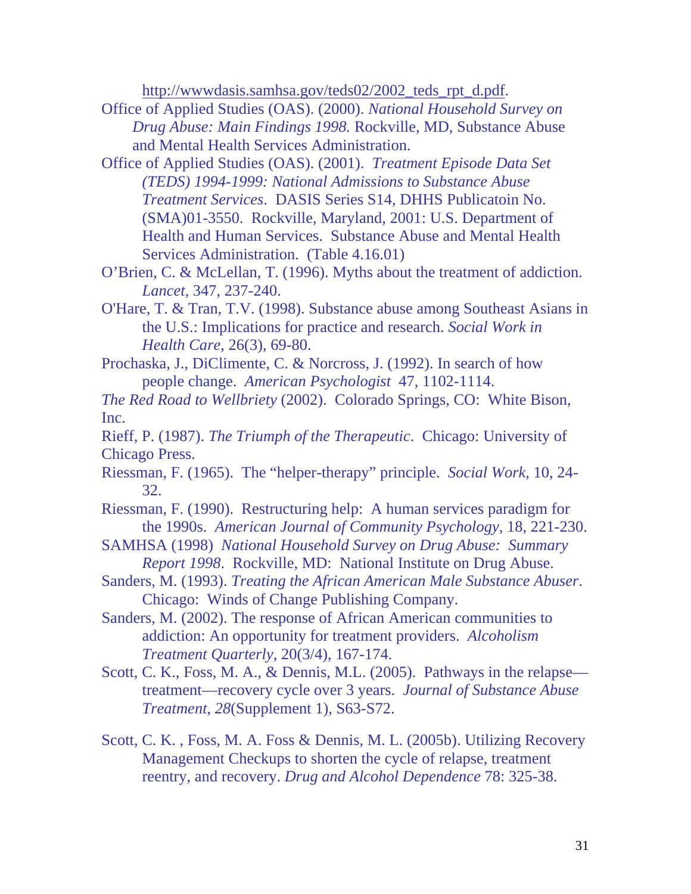http://wwwdasis.samhsa.gov/teds02/2002_teds_rpt_d.pdf.

Office of Applied Studies (OAS). (2000). *National Household Survey on Drug Abuse: Main Findings 1998.* Rockville, MD, Substance Abuse and Mental Health Services Administration.

Office of Applied Studies (OAS). (2001). *Treatment Episode Data Set (TEDS) 1994-1999: National Admissions to Substance Abuse Treatment Services*. DASIS Series S14, DHHS Publicatoin No. (SMA)01-3550. Rockville, Maryland, 2001: U.S. Department of Health and Human Services. Substance Abuse and Mental Health Services Administration. (Table 4.16.01)

O'Brien, C. & McLellan, T. (1996). Myths about the treatment of addiction. *Lancet*, 347, 237-240.

O'Hare, T. & Tran, T.V. (1998). Substance abuse among Southeast Asians in the U.S.: Implications for practice and research. *Social Work in Health Care*, 26(3), 69-80.

Prochaska, J., DiClimente, C. & Norcross, J. (1992). In search of how people change. *American Psychologist* 47, 1102-1114.

*The Red Road to Wellbriety* (2002). Colorado Springs, CO: White Bison, Inc.

Rieff, P. (1987). *The Triumph of the Therapeutic*. Chicago: University of Chicago Press.

Riessman, F. (1965). The "helper-therapy" principle. *Social Work,* 10, 24-32.

Riessman, F. (1990). Restructuring help: A human services paradigm for the 1990s. *American Journal of Community Psychology*, 18, 221-230.

SAMHSA (1998) *National Household Survey on Drug Abuse: Summary Report 1998*. Rockville, MD: National Institute on Drug Abuse.

Sanders, M. (1993). *Treating the African American Male Substance Abuser*. Chicago: Winds of Change Publishing Company.

Sanders, M. (2002). The response of African American communities to addiction: An opportunity for treatment providers. *Alcoholism Treatment Quarterly*, 20(3/4), 167-174.

Scott, C. K., Foss, M. A., & Dennis, M.L. (2005). Pathways in the relapse—treatment—recovery cycle over 3 years. *Journal of Substance Abuse Treatment, 28*(Supplement 1), S63-S72.

Scott, C. K. , Foss, M. A. Foss & Dennis, M. L. (2005b). Utilizing Recovery Management Checkups to shorten the cycle of relapse, treatment reentry, and recovery. *Drug and Alcohol Dependence* 78: 325-38.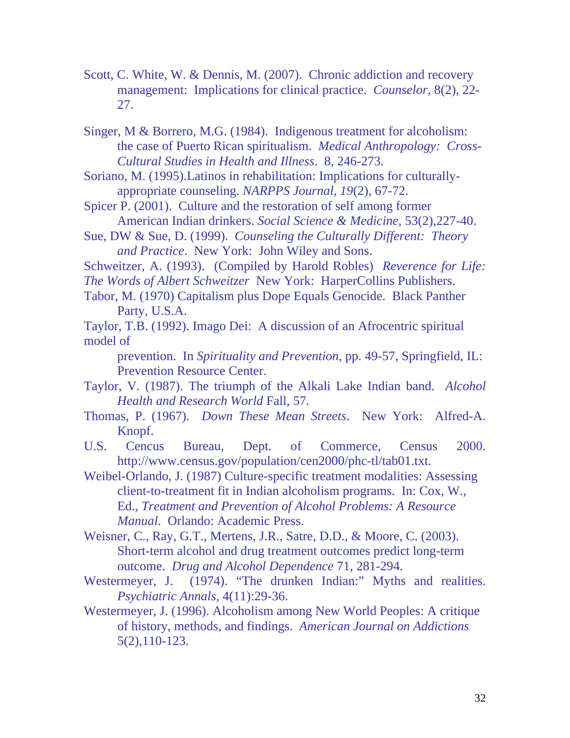Scott, C. White, W. & Dennis, M. (2007). Chronic addiction and recovery management: Implications for clinical practice. *Counselor*, 8(2), 22-27.

Singer, M & Borrero, M.G. (1984). Indigenous treatment for alcoholism: the case of Puerto Rican spiritualism. *Medical Anthropology: Cross-Cultural Studies in Health and Illness*. 8, 246-273.

Soriano, M. (1995).Latinos in rehabilitation: Implications for culturally-appropriate counseling. *NARPPS Journal, 19*(2), 67-72.

Spicer P. (2001). Culture and the restoration of self among former American Indian drinkers. *Social Science & Medicine*, 53(2),227-40.

Sue, DW & Sue, D. (1999). *Counseling the Culturally Different: Theory and Practice*. New York: John Wiley and Sons.

Schweitzer, A. (1993). (Compiled by Harold Robles) *Reverence for Life: The Words of Albert Schweitzer* New York: HarperCollins Publishers.

Tabor, M. (1970) Capitalism plus Dope Equals Genocide. Black Panther Party, U.S.A.

Taylor, T.B. (1992). Imago Dei: A discussion of an Afrocentric spiritual model of prevention. In *Spirituality and Prevention*, pp. 49-57, Springfield, IL: Prevention Resource Center.

Taylor, V. (1987). The triumph of the Alkali Lake Indian band. *Alcohol Health and Research World* Fall, 57.

Thomas, P. (1967). *Down These Mean Streets*. New York: Alfred-A. Knopf.

U.S. Cencus Bureau, Dept. of Commerce, Census 2000. http://www.census.gov/population/cen2000/phc-tl/tab01.txt.

Weibel-Orlando, J. (1987) Culture-specific treatment modalities: Assessing client-to-treatment fit in Indian alcoholism programs. In: Cox, W., Ed., *Treatment and Prevention of Alcohol Problems: A Resource Manual*. Orlando: Academic Press.

Weisner, C., Ray, G.T., Mertens, J.R., Satre, D.D., & Moore, C. (2003). Short-term alcohol and drug treatment outcomes predict long-term outcome. *Drug and Alcohol Dependence* 71, 281-294.

Westermeyer, J. (1974). "The drunken Indian:" Myths and realities. *Psychiatric Annals*, 4(11):29-36.

Westermeyer, J. (1996). Alcoholism among New World Peoples: A critique of history, methods, and findings. *American Journal on Addictions* 5(2),110-123.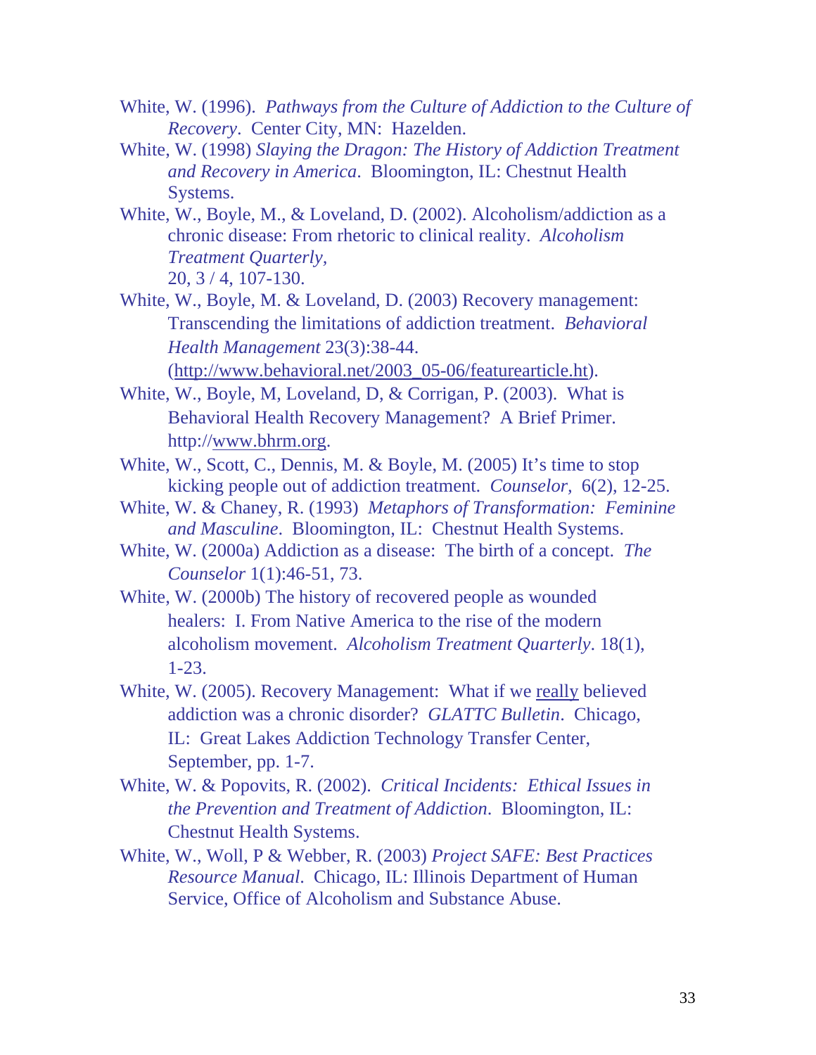White, W. (1996). *Pathways from the Culture of Addiction to the Culture of Recovery*. Center City, MN: Hazelden.

White, W. (1998) *Slaying the Dragon: The History of Addiction Treatment and Recovery in America*. Bloomington, IL: Chestnut Health Systems.

White, W., Boyle, M., & Loveland, D. (2002). Alcoholism/addiction as a chronic disease: From rhetoric to clinical reality. *Alcoholism Treatment Quarterly*, 20, 3 / 4, 107-130.

White, W., Boyle, M. & Loveland, D. (2003) Recovery management: Transcending the limitations of addiction treatment. *Behavioral Health Management* 23(3):38-44. (http://www.behavioral.net/2003_05-06/featurearticle.ht).

White, W., Boyle, M, Loveland, D, & Corrigan, P. (2003). What is Behavioral Health Recovery Management? A Brief Primer. http://www.bhrm.org.

White, W., Scott, C., Dennis, M. & Boyle, M. (2005) It's time to stop kicking people out of addiction treatment. *Counselor*, 6(2), 12-25.

White, W. & Chaney, R. (1993) *Metaphors of Transformation: Feminine and Masculine*. Bloomington, IL: Chestnut Health Systems.

White, W. (2000a) Addiction as a disease: The birth of a concept. *The Counselor* 1(1):46-51, 73.

White, W. (2000b) The history of recovered people as wounded healers: I. From Native America to the rise of the modern alcoholism movement. *Alcoholism Treatment Quarterly*. 18(1), 1-23.

White, W. (2005). Recovery Management: What if we really believed addiction was a chronic disorder? *GLATTC Bulletin*. Chicago, IL: Great Lakes Addiction Technology Transfer Center, September, pp. 1-7.

White, W. & Popovits, R. (2002). *Critical Incidents: Ethical Issues in the Prevention and Treatment of Addiction*. Bloomington, IL: Chestnut Health Systems.

White, W., Woll, P & Webber, R. (2003) *Project SAFE: Best Practices Resource Manual*. Chicago, IL: Illinois Department of Human Service, Office of Alcoholism and Substance Abuse.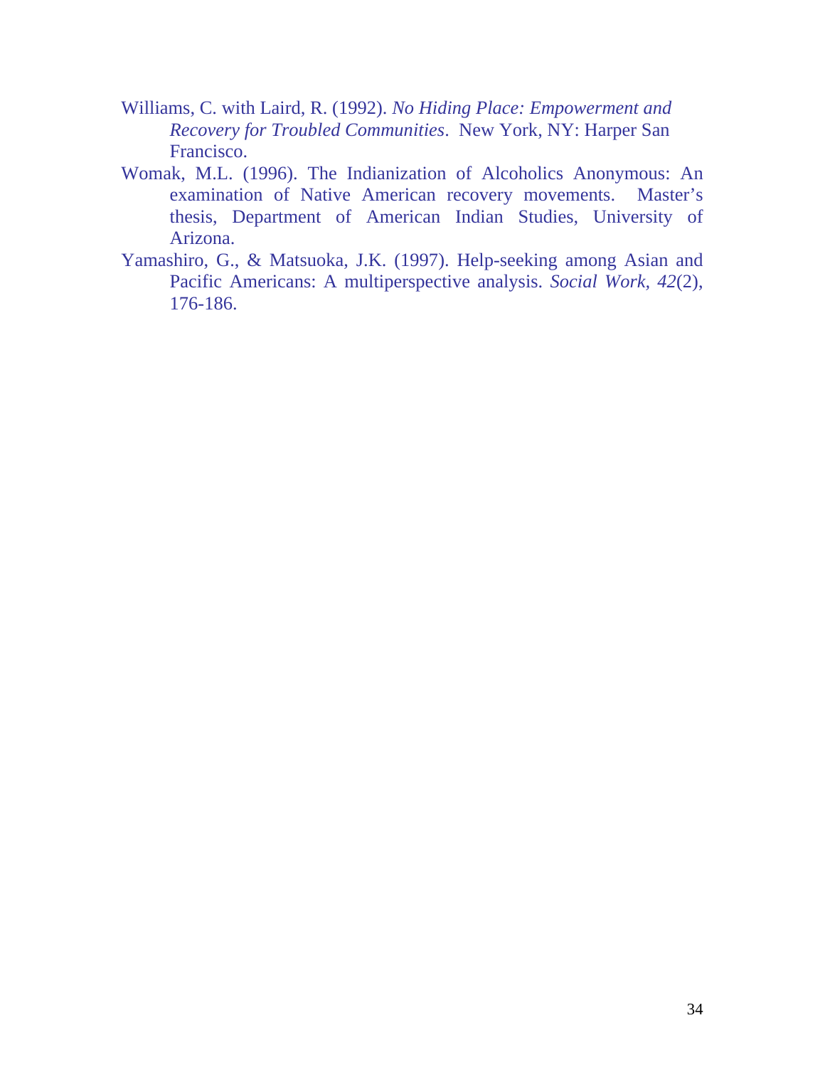Williams, C. with Laird, R. (1992). *No Hiding Place: Empowerment and Recovery for Troubled Communities*. New York, NY: Harper San Francisco.

Womak, M.L. (1996). The Indianization of Alcoholics Anonymous: An examination of Native American recovery movements. Master's thesis, Department of American Indian Studies, University of Arizona.

Yamashiro, G., & Matsuoka, J.K. (1997). Help-seeking among Asian and Pacific Americans: A multiperspective analysis. *Social Work*, *42*(2), 176-186.